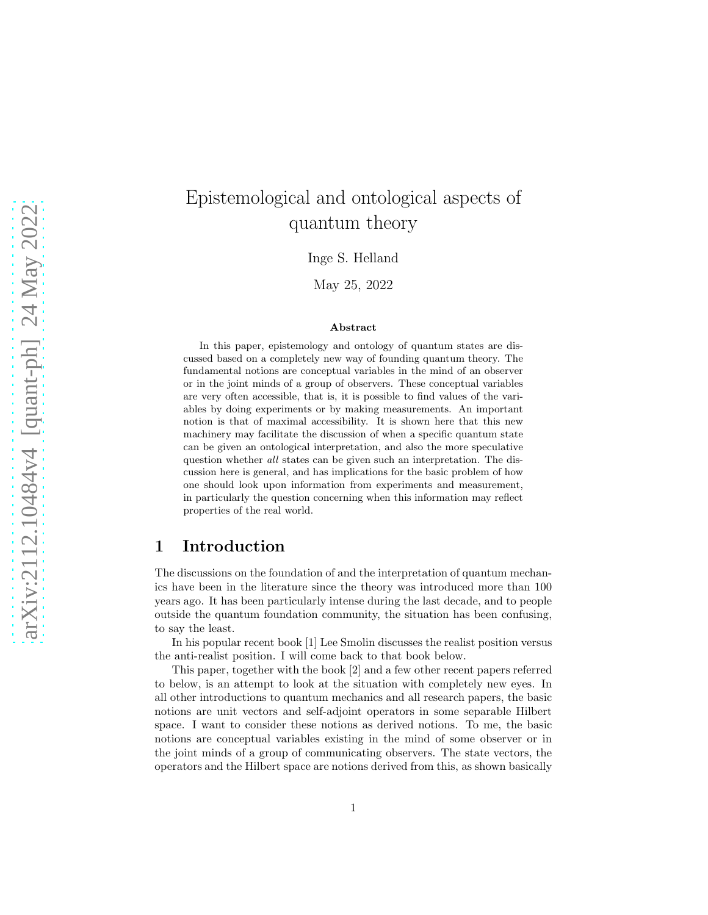# Epistemological and ontological aspects of quantum theory

Inge S. Helland

May 25, 2022

**Abstract**

In this paper, epistemology and ontology of quantum states are discussed based on a completely new way of founding quantum theory. The fundamental notions are conceptual variables in the mind of an observer or in the joint minds of a group of observers. These conceptual variables are very often accessible, that is, it is possible to find values of the variables by doing experiments or by making measurements. An important notion is that of maximal accessibility. It is shown here that this new machinery may facilitate the discussion of when a specific quantum state can be given an ontological interpretation, and also the more speculative question whether *all* states can be given such an interpretation. The discussion here is general, and has implications for the basic problem of how one should look upon information from experiments and measurement, in particularly the question concerning when this information may reflect properties of the real world.

## 1 Introduction

The discussions on the foundation of and the interpretation of quantum mechanics have been in the literature since the theory was introduced more than 100 years ago. It has been particularly intense during the last decade, and to people outside the quantum foundation community, the situation has been confusing, to say the least.

In his popular recent book [1] Lee Smolin discusses the realist position versus the anti-realist position. I will come back to that book below.

This paper, together with the book [2] and a few other recent papers referred to below, is an attempt to look at the situation with completely new eyes. In all other introductions to quantum mechanics and all research papers, the basic notions are unit vectors and self-adjoint operators in some separable Hilbert space. I want to consider these notions as derived notions. To me, the basic notions are conceptual variables existing in the mind of some observer or in the joint minds of a group of communicating observers. The state vectors, the operators and the Hilbert space are notions derived from this, as shown basically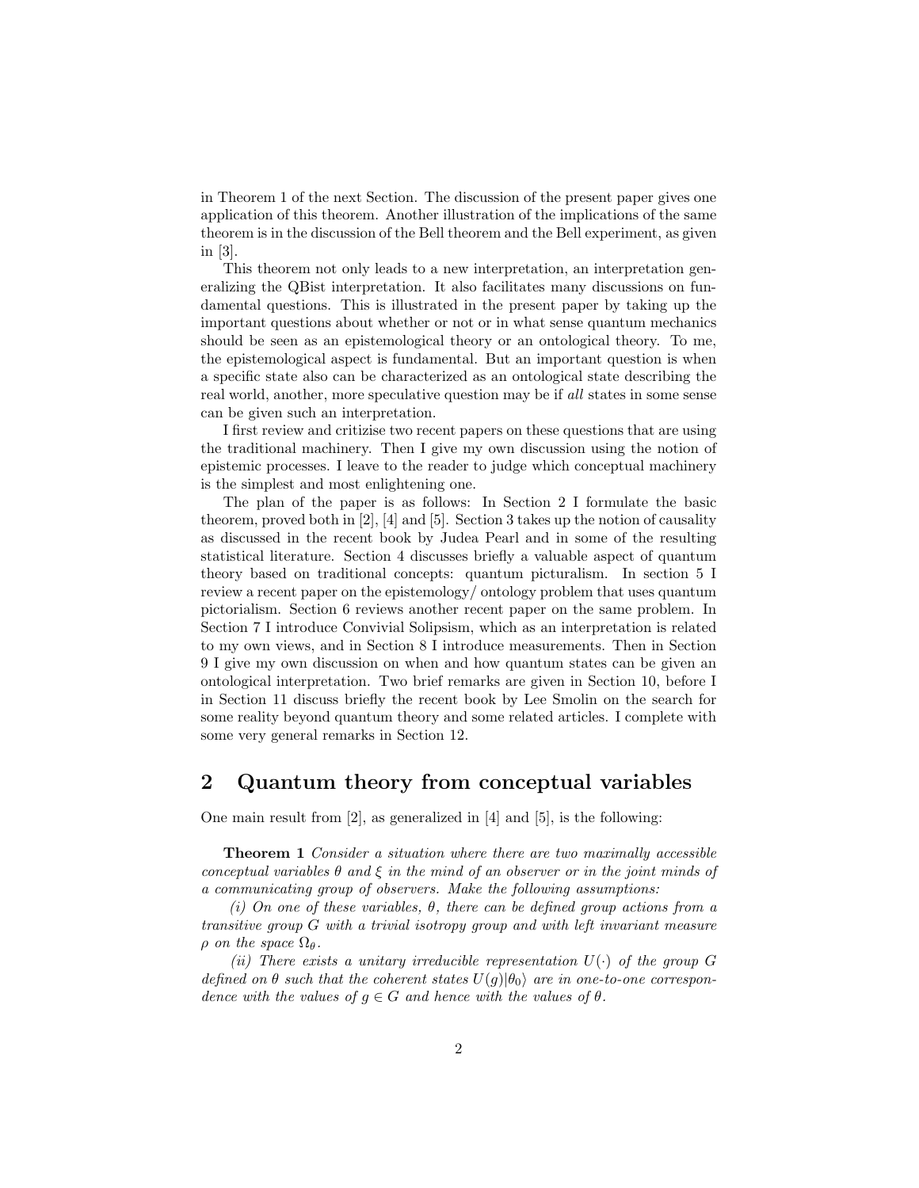in Theorem 1 of the next Section. The discussion of the present paper gives one application of this theorem. Another illustration of the implications of the same theorem is in the discussion of the Bell theorem and the Bell experiment, as given in [3].

This theorem not only leads to a new interpretation, an interpretation generalizing the QBist interpretation. It also facilitates many discussions on fundamental questions. This is illustrated in the present paper by taking up the important questions about whether or not or in what sense quantum mechanics should be seen as an epistemological theory or an ontological theory. To me, the epistemological aspect is fundamental. But an important question is when a specific state also can be characterized as an ontological state describing the real world, another, more speculative question may be if *all* states in some sense can be given such an interpretation.

I first review and critizise two recent papers on these questions that are using the traditional machinery. Then I give my own discussion using the notion of epistemic processes. I leave to the reader to judge which conceptual machinery is the simplest and most enlightening one.

The plan of the paper is as follows: In Section 2 I formulate the basic theorem, proved both in [2], [4] and [5]. Section 3 takes up the notion of causality as discussed in the recent book by Judea Pearl and in some of the resulting statistical literature. Section 4 discusses briefly a valuable aspect of quantum theory based on traditional concepts: quantum picturalism. In section 5 I review a recent paper on the epistemology/ ontology problem that uses quantum pictorialism. Section 6 reviews another recent paper on the same problem. In Section 7 I introduce Convivial Solipsism, which as an interpretation is related to my own views, and in Section 8 I introduce measurements. Then in Section 9 I give my own discussion on when and how quantum states can be given an ontological interpretation. Two brief remarks are given in Section 10, before I in Section 11 discuss briefly the recent book by Lee Smolin on the search for some reality beyond quantum theory and some related articles. I complete with some very general remarks in Section 12.

## 2 Quantum theory from conceptual variables

One main result from [2], as generalized in [4] and [5], is the following:

**Theorem 1** *Consider a situation where there are two maximally accessible conceptual variables $\theta$ and $\xi$ in the mind of an observer or in the joint minds of a communicating group of observers. Make the following assumptions:*

*(i) On one of these variables, $\theta$, there can be defined group actions from a transitive group $G$ with a trivial isotropy group and with left invariant measure $\rho$ on the space $\Omega_\theta$.*

*(ii) There exists a unitary irreducible representation $U(\cdot)$ of the group $G$ defined on $\theta$ such that the coherent states $U(g)|\theta_0\rangle$ are in one-to-one correspondence with the values of $g \in G$ and hence with the values of $\theta$.*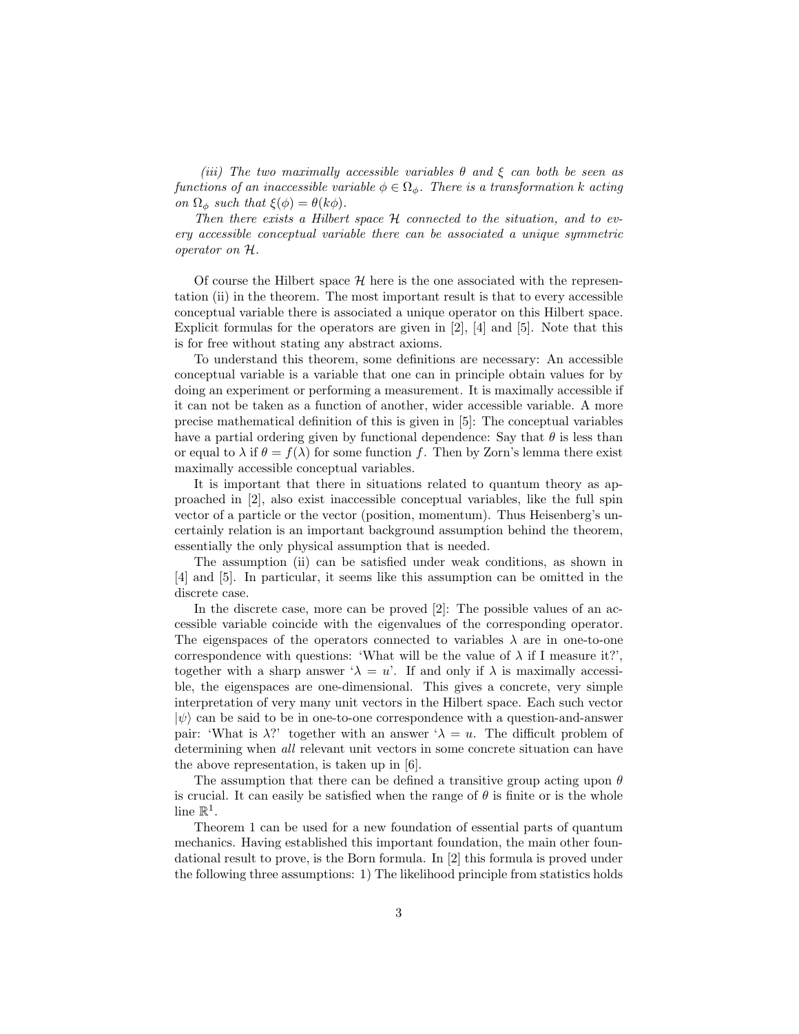*(iii) The two maximally accessible variables $\theta$ and $\xi$ can both be seen as functions of an inaccessible variable $\phi \in \Omega_\phi$. There is a transformation $k$ acting on $\Omega_\phi$ such that $\xi(\phi) = \theta(k\phi)$.*

*Then there exists a Hilbert space $\mathcal{H}$ connected to the situation, and to every accessible conceptual variable there can be associated a unique symmetric operator on $\mathcal{H}$.*

Of course the Hilbert space $\mathcal{H}$ here is the one associated with the representation (ii) in the theorem. The most important result is that to every accessible conceptual variable there is associated a unique operator on this Hilbert space. Explicit formulas for the operators are given in [2], [4] and [5]. Note that this is for free without stating any abstract axioms.

To understand this theorem, some definitions are necessary: An accessible conceptual variable is a variable that one can in principle obtain values for by doing an experiment or performing a measurement. It is maximally accessible if it can not be taken as a function of another, wider accessible variable. A more precise mathematical definition of this is given in [5]: The conceptual variables have a partial ordering given by functional dependence: Say that $\theta$ is less than or equal to $\lambda$ if $\theta = f(\lambda)$ for some function $f$. Then by Zorn's lemma there exist maximally accessible conceptual variables.

It is important that there in situations related to quantum theory as approached in [2], also exist inaccessible conceptual variables, like the full spin vector of a particle or the vector (position, momentum). Thus Heisenberg's uncertainly relation is an important background assumption behind the theorem, essentially the only physical assumption that is needed.

The assumption (ii) can be satisfied under weak conditions, as shown in [4] and [5]. In particular, it seems like this assumption can be omitted in the discrete case.

In the discrete case, more can be proved [2]: The possible values of an accessible variable coincide with the eigenvalues of the corresponding operator. The eigenspaces of the operators connected to variables $\lambda$ are in one-to-one correspondence with questions: 'What will be the value of $\lambda$ if I measure it?', together with a sharp answer '$\lambda = u$'. If and only if $\lambda$ is maximally accessible, the eigenspaces are one-dimensional. This gives a concrete, very simple interpretation of very many unit vectors in the Hilbert space. Each such vector $|\psi\rangle$ can be said to be in one-to-one correspondence with a question-and-answer pair: 'What is $\lambda$?' together with an answer '$\lambda = u$. The difficult problem of determining when *all* relevant unit vectors in some concrete situation can have the above representation, is taken up in [6].

The assumption that there can be defined a transitive group acting upon $\theta$ is crucial. It can easily be satisfied when the range of $\theta$ is finite or is the whole line $\mathbb{R}^1$.

Theorem 1 can be used for a new foundation of essential parts of quantum mechanics. Having established this important foundation, the main other foundational result to prove, is the Born formula. In [2] this formula is proved under the following three assumptions: 1) The likelihood principle from statistics holds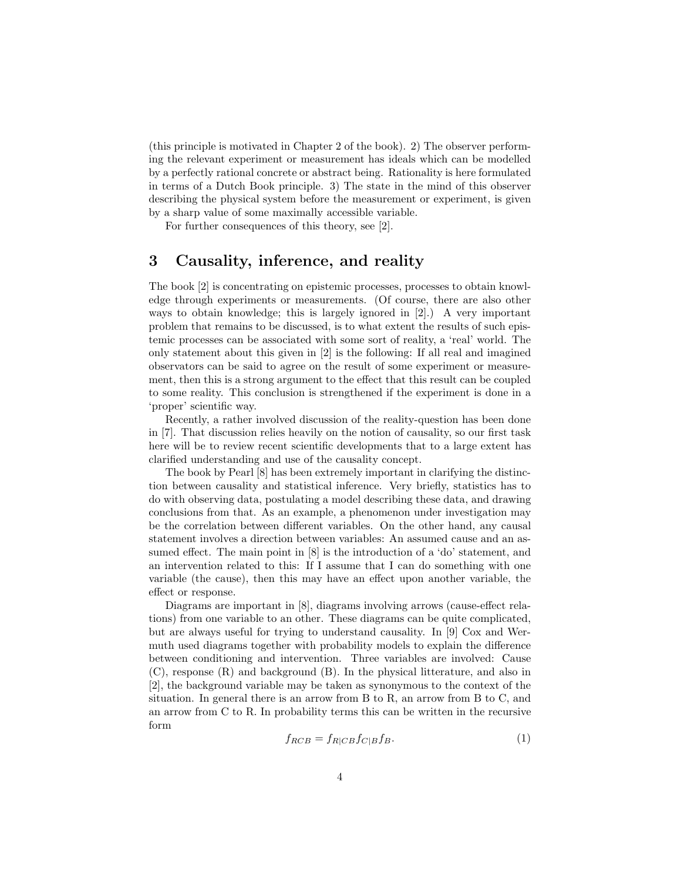(this principle is motivated in Chapter 2 of the book). 2) The observer performing the relevant experiment or measurement has ideals which can be modelled by a perfectly rational concrete or abstract being. Rationality is here formulated in terms of a Dutch Book principle. 3) The state in the mind of this observer describing the physical system before the measurement or experiment, is given by a sharp value of some maximally accessible variable.

For further consequences of this theory, see [2].

## 3 Causality, inference, and reality

The book [2] is concentrating on epistemic processes, processes to obtain knowledge through experiments or measurements. (Of course, there are also other ways to obtain knowledge; this is largely ignored in [2].) A very important problem that remains to be discussed, is to what extent the results of such epistemic processes can be associated with some sort of reality, a 'real' world. The only statement about this given in [2] is the following: If all real and imagined observators can be said to agree on the result of some experiment or measurement, then this is a strong argument to the effect that this result can be coupled to some reality. This conclusion is strengthened if the experiment is done in a 'proper' scientific way.

Recently, a rather involved discussion of the reality-question has been done in [7]. That discussion relies heavily on the notion of causality, so our first task here will be to review recent scientific developments that to a large extent has clarified understanding and use of the causality concept.

The book by Pearl [8] has been extremely important in clarifying the distinction between causality and statistical inference. Very briefly, statistics has to do with observing data, postulating a model describing these data, and drawing conclusions from that. As an example, a phenomenon under investigation may be the correlation between different variables. On the other hand, any causal statement involves a direction between variables: An assumed cause and an assumed effect. The main point in [8] is the introduction of a 'do' statement, and an intervention related to this: If I assume that I can do something with one variable (the cause), then this may have an effect upon another variable, the effect or response.

Diagrams are important in [8], diagrams involving arrows (cause-effect relations) from one variable to an other. These diagrams can be quite complicated, but are always useful for trying to understand causality. In [9] Cox and Wermuth used diagrams together with probability models to explain the difference between conditioning and intervention. Three variables are involved: Cause (C), response (R) and background (B). In the physical litterature, and also in [2], the background variable may be taken as synonymous to the context of the situation. In general there is an arrow from B to R, an arrow from B to C, and an arrow from C to R. In probability terms this can be written in the recursive form

$$f_{RCB} = f_{R|CB}f_{C|B}f_{B}. \tag{1}$$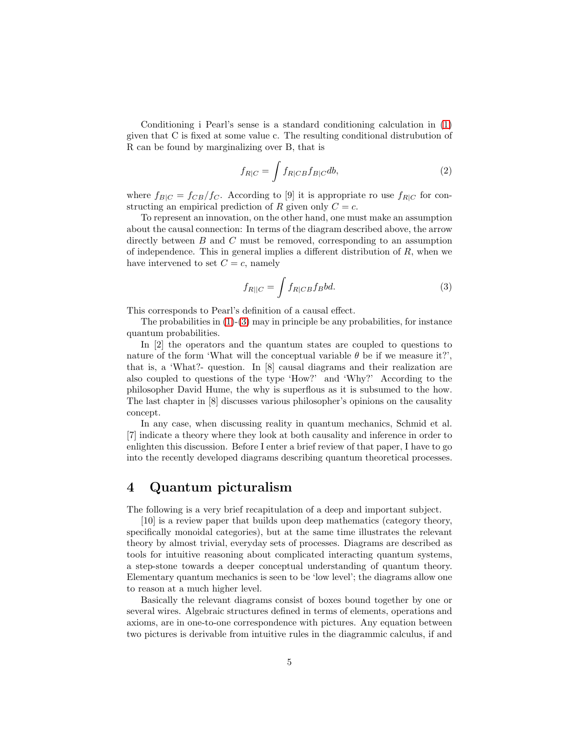Conditioning i Pearl's sense is a standard conditioning calculation in (1) given that C is fixed at some value c. The resulting conditional distrubution of R can be found by marginalizing over B, that is

$$f_{R|C} = \int f_{R|CB} f_{B|C} db, \tag{2}$$

where $f_{B|C} = f_{CB}/f_C$. According to [9] it is appropriate ro use $f_{R|C}$ for constructing an empirical prediction of $R$ given only $C = c$.

To represent an innovation, on the other hand, one must make an assumption about the causal connection: In terms of the diagram described above, the arrow directly between $B$ and $C$ must be removed, corresponding to an assumption of independence. This in general implies a different distribution of $R$, when we have intervened to set $C = c$, namely

$$f_{R||C} = \int f_{R|CB} f_B bd. \tag{3}$$

This corresponds to Pearl's definition of a causal effect.

The probabilities in (1)-(3) may in principle be any probabilities, for instance quantum probabilities.

In [2] the operators and the quantum states are coupled to questions to nature of the form 'What will the conceptual variable $\theta$ be if we measure it?', that is, a 'What?- question. In [8] causal diagrams and their realization are also coupled to questions of the type 'How?' and 'Why?' According to the philosopher David Hume, the why is superflous as it is subsumed to the how. The last chapter in [8] discusses various philosopher's opinions on the causality concept.

In any case, when discussing reality in quantum mechanics, Schmid et al. [7] indicate a theory where they look at both causality and inference in order to enlighten this discussion. Before I enter a brief review of that paper, I have to go into the recently developed diagrams describing quantum theoretical processes.

# 4 Quantum picturalism

The following is a very brief recapitulation of a deep and important subject.

[10] is a review paper that builds upon deep mathematics (category theory, specifically monoidal categories), but at the same time illustrates the relevant theory by almost trivial, everyday sets of processes. Diagrams are described as tools for intuitive reasoning about complicated interacting quantum systems, a step-stone towards a deeper conceptual understanding of quantum theory. Elementary quantum mechanics is seen to be 'low level'; the diagrams allow one to reason at a much higher level.

Basically the relevant diagrams consist of boxes bound together by one or several wires. Algebraic structures defined in terms of elements, operations and axioms, are in one-to-one correspondence with pictures. Any equation between two pictures is derivable from intuitive rules in the diagrammic calculus, if and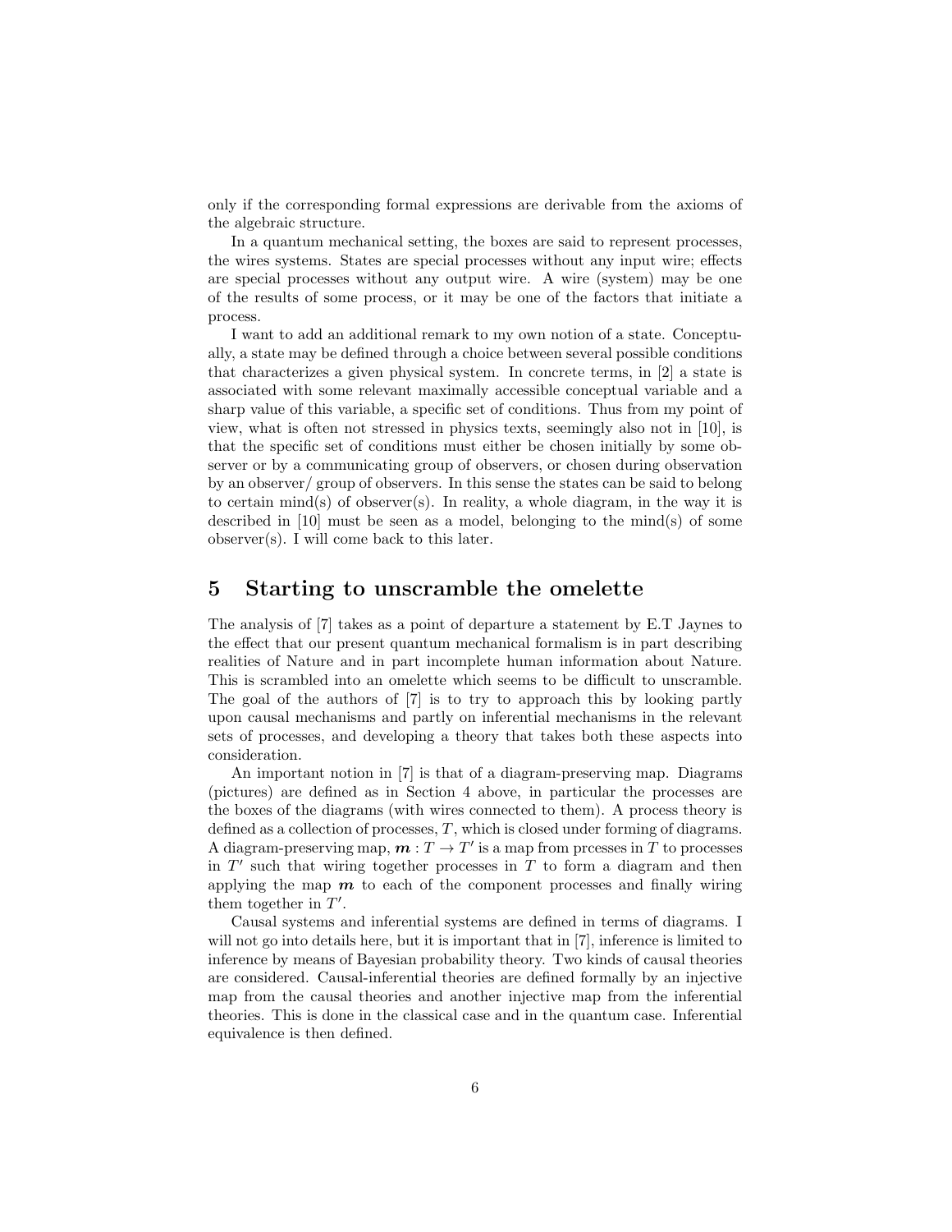only if the corresponding formal expressions are derivable from the axioms of the algebraic structure.

In a quantum mechanical setting, the boxes are said to represent processes, the wires systems. States are special processes without any input wire; effects are special processes without any output wire. A wire (system) may be one of the results of some process, or it may be one of the factors that initiate a process.

I want to add an additional remark to my own notion of a state. Conceptually, a state may be defined through a choice between several possible conditions that characterizes a given physical system. In concrete terms, in [2] a state is associated with some relevant maximally accessible conceptual variable and a sharp value of this variable, a specific set of conditions. Thus from my point of view, what is often not stressed in physics texts, seemingly also not in [10], is that the specific set of conditions must either be chosen initially by some observer or by a communicating group of observers, or chosen during observation by an observer/ group of observers. In this sense the states can be said to belong to certain mind(s) of observer(s). In reality, a whole diagram, in the way it is described in [10] must be seen as a model, belonging to the mind(s) of some observer(s). I will come back to this later.

## 5 Starting to unscramble the omelette

The analysis of [7] takes as a point of departure a statement by E.T Jaynes to the effect that our present quantum mechanical formalism is in part describing realities of Nature and in part incomplete human information about Nature. This is scrambled into an omelette which seems to be difficult to unscramble. The goal of the authors of [7] is to try to approach this by looking partly upon causal mechanisms and partly on inferential mechanisms in the relevant sets of processes, and developing a theory that takes both these aspects into consideration.

An important notion in [7] is that of a diagram-preserving map. Diagrams (pictures) are defined as in Section 4 above, in particular the processes are the boxes of the diagrams (with wires connected to them). A process theory is defined as a collection of processes, $T$, which is closed under forming of diagrams. A diagram-preserving map, $\boldsymbol{m} : T \to T'$ is a map from prcesses in $T$ to processes in $T'$ such that wiring together processes in $T$ to form a diagram and then applying the map $\boldsymbol{m}$ to each of the component processes and finally wiring them together in $T'$.

Causal systems and inferential systems are defined in terms of diagrams. I will not go into details here, but it is important that in [7], inference is limited to inference by means of Bayesian probability theory. Two kinds of causal theories are considered. Causal-inferential theories are defined formally by an injective map from the causal theories and another injective map from the inferential theories. This is done in the classical case and in the quantum case. Inferential equivalence is then defined.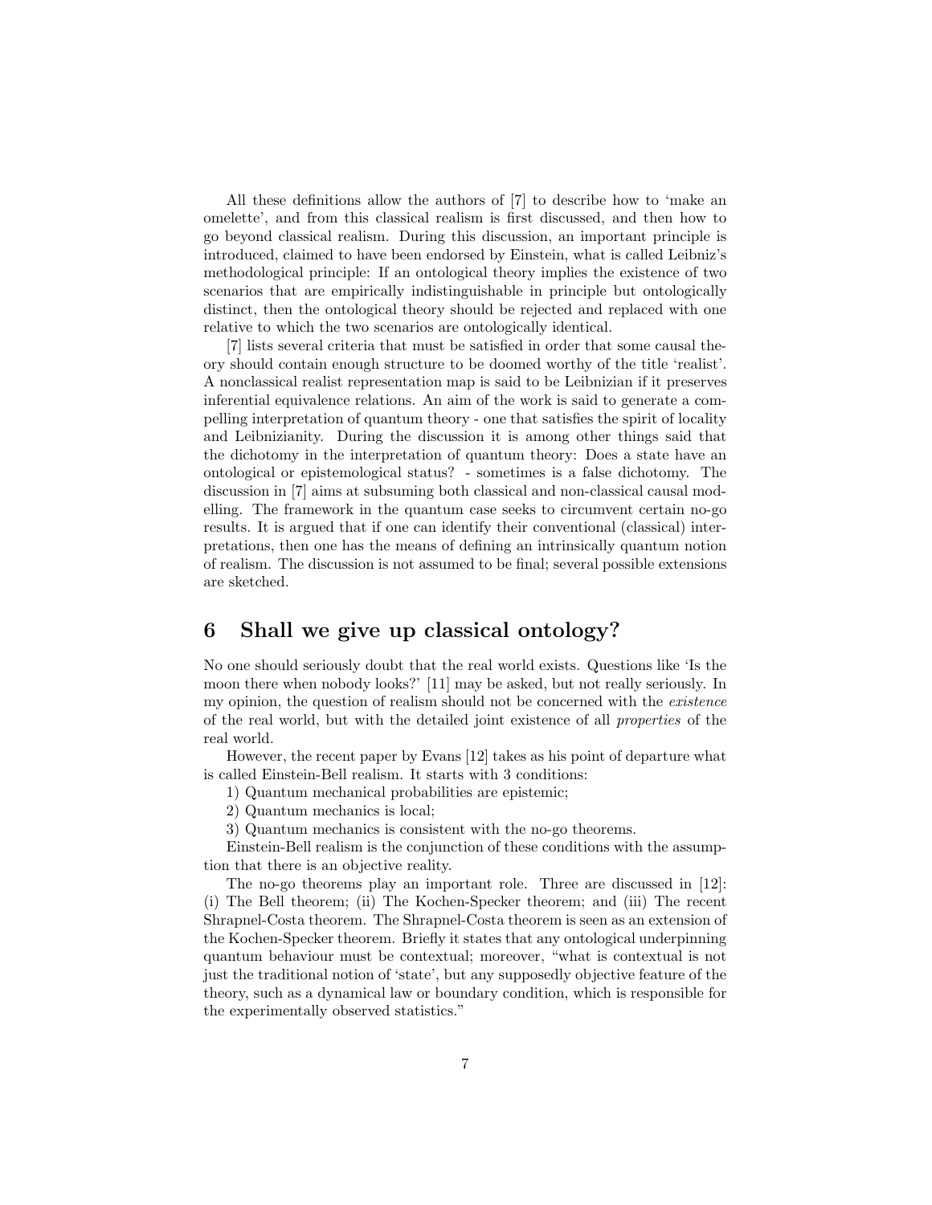All these definitions allow the authors of [7] to describe how to 'make an omelette', and from this classical realism is first discussed, and then how to go beyond classical realism. During this discussion, an important principle is introduced, claimed to have been endorsed by Einstein, what is called Leibniz's methodological principle: If an ontological theory implies the existence of two scenarios that are empirically indistinguishable in principle but ontologically distinct, then the ontological theory should be rejected and replaced with one relative to which the two scenarios are ontologically identical.

[7] lists several criteria that must be satisfied in order that some causal theory should contain enough structure to be doomed worthy of the title 'realist'. A nonclassical realist representation map is said to be Leibnizian if it preserves inferential equivalence relations. An aim of the work is said to generate a compelling interpretation of quantum theory - one that satisfies the spirit of locality and Leibnizianity. During the discussion it is among other things said that the dichotomy in the interpretation of quantum theory: Does a state have an ontological or epistemological status? - sometimes is a false dichotomy. The discussion in [7] aims at subsuming both classical and non-classical causal modelling. The framework in the quantum case seeks to circumvent certain no-go results. It is argued that if one can identify their conventional (classical) interpretations, then one has the means of defining an intrinsically quantum notion of realism. The discussion is not assumed to be final; several possible extensions are sketched.

## 6 Shall we give up classical ontology?

No one should seriously doubt that the real world exists. Questions like 'Is the moon there when nobody looks?' [11] may be asked, but not really seriously. In my opinion, the question of realism should not be concerned with the *existence* of the real world, but with the detailed joint existence of all *properties* of the real world.

However, the recent paper by Evans [12] takes as his point of departure what is called Einstein-Bell realism. It starts with 3 conditions:

1) Quantum mechanical probabilities are epistemic;

2) Quantum mechanics is local;

3) Quantum mechanics is consistent with the no-go theorems.

Einstein-Bell realism is the conjunction of these conditions with the assumption that there is an objective reality.

The no-go theorems play an important role. Three are discussed in [12]: (i) The Bell theorem; (ii) The Kochen-Specker theorem; and (iii) The recent Shrapnel-Costa theorem. The Shrapnel-Costa theorem is seen as an extension of the Kochen-Specker theorem. Briefly it states that any ontological underpinning quantum behaviour must be contextual; moreover, "what is contextual is not just the traditional notion of 'state', but any supposedly objective feature of the theory, such as a dynamical law or boundary condition, which is responsible for the experimentally observed statistics."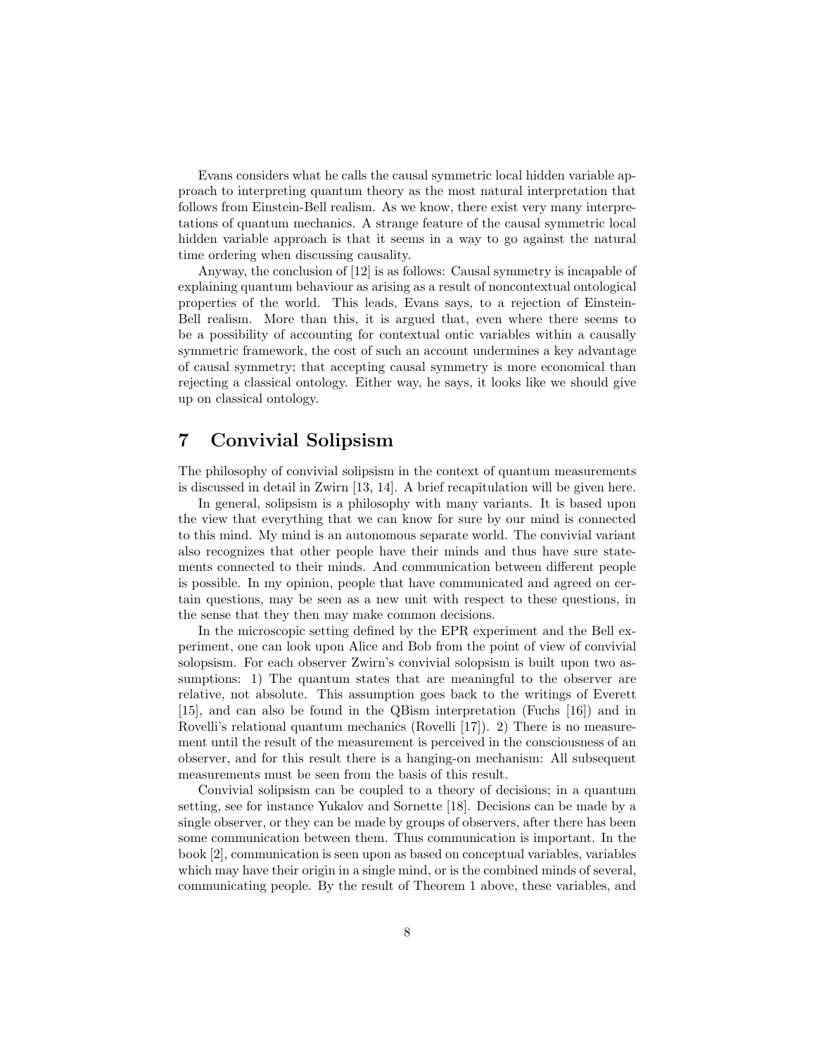Evans considers what he calls the causal symmetric local hidden variable approach to interpreting quantum theory as the most natural interpretation that follows from Einstein-Bell realism. As we know, there exist very many interpretations of quantum mechanics. A strange feature of the causal symmetric local hidden variable approach is that it seems in a way to go against the natural time ordering when discussing causality.

Anyway, the conclusion of [12] is as follows: Causal symmetry is incapable of explaining quantum behaviour as arising as a result of noncontextual ontological properties of the world. This leads, Evans says, to a rejection of Einstein-Bell realism. More than this, it is argued that, even where there seems to be a possibility of accounting for contextual ontic variables within a causally symmetric framework, the cost of such an account undermines a key advantage of causal symmetry; that accepting causal symmetry is more economical than rejecting a classical ontology. Either way, he says, it looks like we should give up on classical ontology.

## 7 Convivial Solipsism

The philosophy of convivial solipsism in the context of quantum measurements is discussed in detail in Zwirn [13, 14]. A brief recapitulation will be given here.

In general, solipsism is a philosophy with many variants. It is based upon the view that everything that we can know for sure by our mind is connected to this mind. My mind is an autonomous separate world. The convivial variant also recognizes that other people have their minds and thus have sure statements connected to their minds. And communication between different people is possible. In my opinion, people that have communicated and agreed on certain questions, may be seen as a new unit with respect to these questions, in the sense that they then may make common decisions.

In the microscopic setting defined by the EPR experiment and the Bell experiment, one can look upon Alice and Bob from the point of view of convivial solopsism. For each observer Zwirn's convivial solopsism is built upon two assumptions: 1) The quantum states that are meaningful to the observer are relative, not absolute. This assumption goes back to the writings of Everett [15], and can also be found in the QBism interpretation (Fuchs [16]) and in Rovelli's relational quantum mechanics (Rovelli [17]). 2) There is no measurement until the result of the measurement is perceived in the consciousness of an observer, and for this result there is a hanging-on mechanism: All subsequent measurements must be seen from the basis of this result.

Convivial solipsism can be coupled to a theory of decisions; in a quantum setting, see for instance Yukalov and Sornette [18]. Decisions can be made by a single observer, or they can be made by groups of observers, after there has been some communication between them. Thus communication is important. In the book [2], communication is seen upon as based on conceptual variables, variables which may have their origin in a single mind, or is the combined minds of several, communicating people. By the result of Theorem 1 above, these variables, and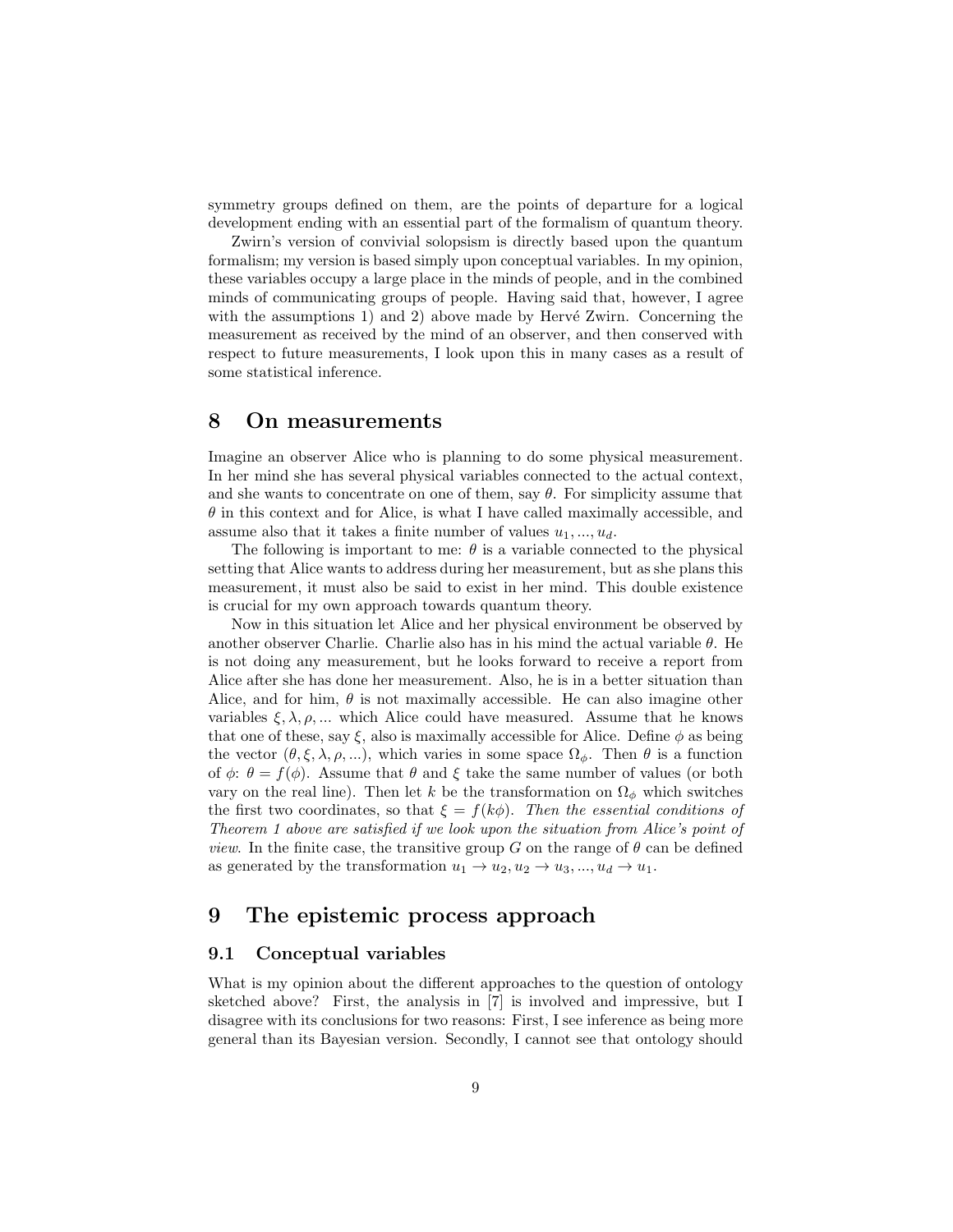symmetry groups defined on them, are the points of departure for a logical development ending with an essential part of the formalism of quantum theory.

Zwirn's version of convivial solopsism is directly based upon the quantum formalism; my version is based simply upon conceptual variables. In my opinion, these variables occupy a large place in the minds of people, and in the combined minds of communicating groups of people. Having said that, however, I agree with the assumptions 1) and 2) above made by Hervé Zwirn. Concerning the measurement as received by the mind of an observer, and then conserved with respect to future measurements, I look upon this in many cases as a result of some statistical inference.

# 8 On measurements

Imagine an observer Alice who is planning to do some physical measurement. In her mind she has several physical variables connected to the actual context, and she wants to concentrate on one of them, say $\theta$. For simplicity assume that $\theta$ in this context and for Alice, is what I have called maximally accessible, and assume also that it takes a finite number of values $u_1, ..., u_d$.

The following is important to me: $\theta$ is a variable connected to the physical setting that Alice wants to address during her measurement, but as she plans this measurement, it must also be said to exist in her mind. This double existence is crucial for my own approach towards quantum theory.

Now in this situation let Alice and her physical environment be observed by another observer Charlie. Charlie also has in his mind the actual variable $\theta$. He is not doing any measurement, but he looks forward to receive a report from Alice after she has done her measurement. Also, he is in a better situation than Alice, and for him, $\theta$ is not maximally accessible. He can also imagine other variables $\xi, \lambda, \rho, ...$ which Alice could have measured. Assume that he knows that one of these, say $\xi$, also is maximally accessible for Alice. Define $\phi$ as being the vector $(\theta, \xi, \lambda, \rho, ...)$, which varies in some space $\Omega_\phi$. Then $\theta$ is a function of $\phi$: $\theta = f(\phi)$. Assume that $\theta$ and $\xi$ take the same number of values (or both vary on the real line). Then let $k$ be the transformation on $\Omega_\phi$ which switches the first two coordinates, so that $\xi = f(k\phi)$. *Then the essential conditions of Theorem 1 above are satisfied if we look upon the situation from Alice's point of view.* In the finite case, the transitive group $G$ on the range of $\theta$ can be defined as generated by the transformation $u_1 \to u_2, u_2 \to u_3, ..., u_d \to u_1$.

# 9 The epistemic process approach

## 9.1 Conceptual variables

What is my opinion about the different approaches to the question of ontology sketched above? First, the analysis in [7] is involved and impressive, but I disagree with its conclusions for two reasons: First, I see inference as being more general than its Bayesian version. Secondly, I cannot see that ontology should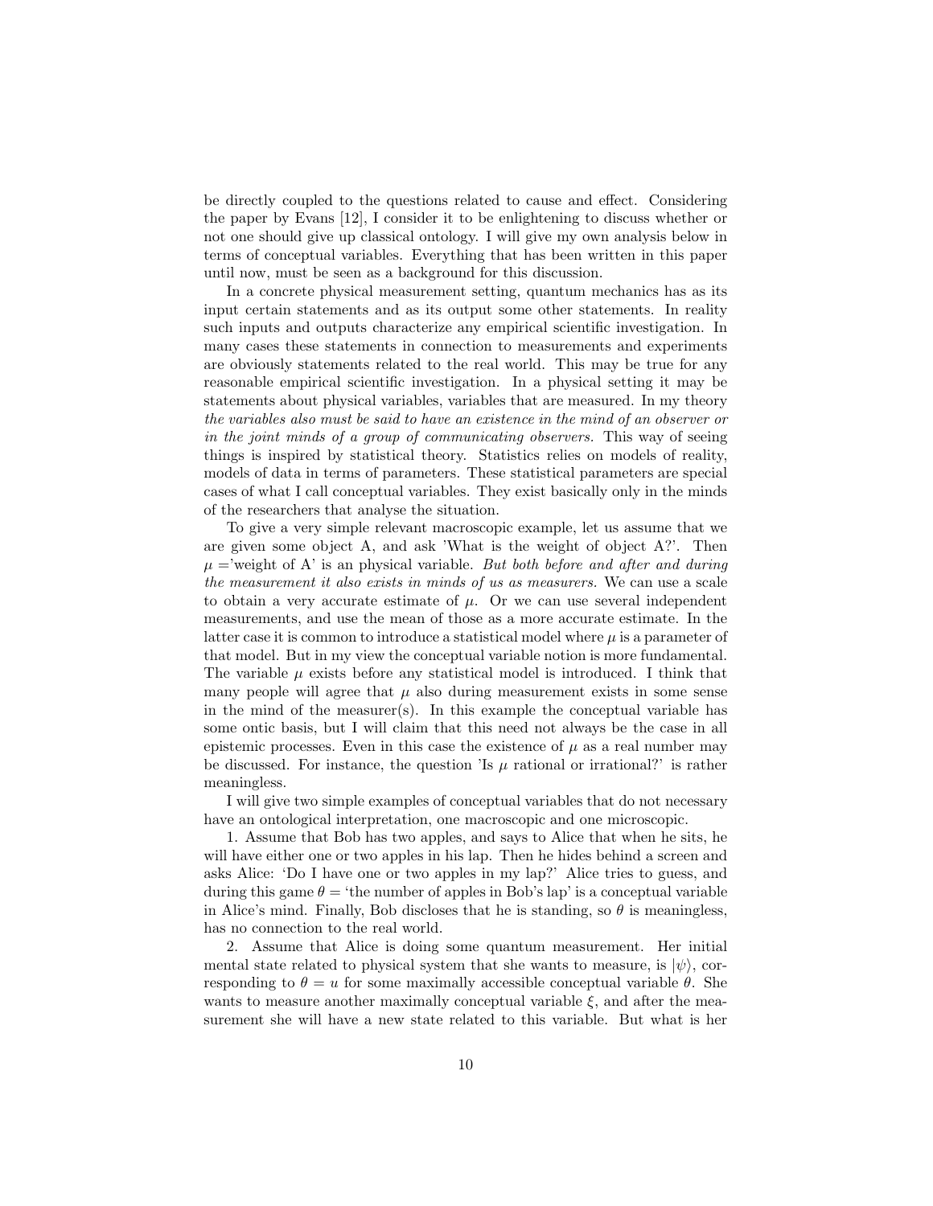be directly coupled to the questions related to cause and effect. Considering the paper by Evans [12], I consider it to be enlightening to discuss whether or not one should give up classical ontology. I will give my own analysis below in terms of conceptual variables. Everything that has been written in this paper until now, must be seen as a background for this discussion.

In a concrete physical measurement setting, quantum mechanics has as its input certain statements and as its output some other statements. In reality such inputs and outputs characterize any empirical scientific investigation. In many cases these statements in connection to measurements and experiments are obviously statements related to the real world. This may be true for any reasonable empirical scientific investigation. In a physical setting it may be statements about physical variables, variables that are measured. In my theory *the variables also must be said to have an existence in the mind of an observer or in the joint minds of a group of communicating observers.* This way of seeing things is inspired by statistical theory. Statistics relies on models of reality, models of data in terms of parameters. These statistical parameters are special cases of what I call conceptual variables. They exist basically only in the minds of the researchers that analyse the situation.

To give a very simple relevant macroscopic example, let us assume that we are given some object A, and ask 'What is the weight of object A?'. Then $\mu$ ='weight of A' is an physical variable. *But both before and after and during the measurement it also exists in minds of us as measurers.* We can use a scale to obtain a very accurate estimate of $\mu$. Or we can use several independent measurements, and use the mean of those as a more accurate estimate. In the latter case it is common to introduce a statistical model where $\mu$ is a parameter of that model. But in my view the conceptual variable notion is more fundamental. The variable $\mu$ exists before any statistical model is introduced. I think that many people will agree that $\mu$ also during measurement exists in some sense in the mind of the measurer(s). In this example the conceptual variable has some ontic basis, but I will claim that this need not always be the case in all epistemic processes. Even in this case the existence of $\mu$ as a real number may be discussed. For instance, the question 'Is $\mu$ rational or irrational?' is rather meaningless.

I will give two simple examples of conceptual variables that do not necessary have an ontological interpretation, one macroscopic and one microscopic.

1. Assume that Bob has two apples, and says to Alice that when he sits, he will have either one or two apples in his lap. Then he hides behind a screen and asks Alice: 'Do I have one or two apples in my lap?' Alice tries to guess, and during this game $\theta$ = 'the number of apples in Bob's lap' is a conceptual variable in Alice's mind. Finally, Bob discloses that he is standing, so $\theta$ is meaningless, has no connection to the real world.

2. Assume that Alice is doing some quantum measurement. Her initial mental state related to physical system that she wants to measure, is $|\psi\rangle$, corresponding to $\theta = u$ for some maximally accessible conceptual variable $\theta$. She wants to measure another maximally conceptual variable $\xi$, and after the measurement she will have a new state related to this variable. But what is her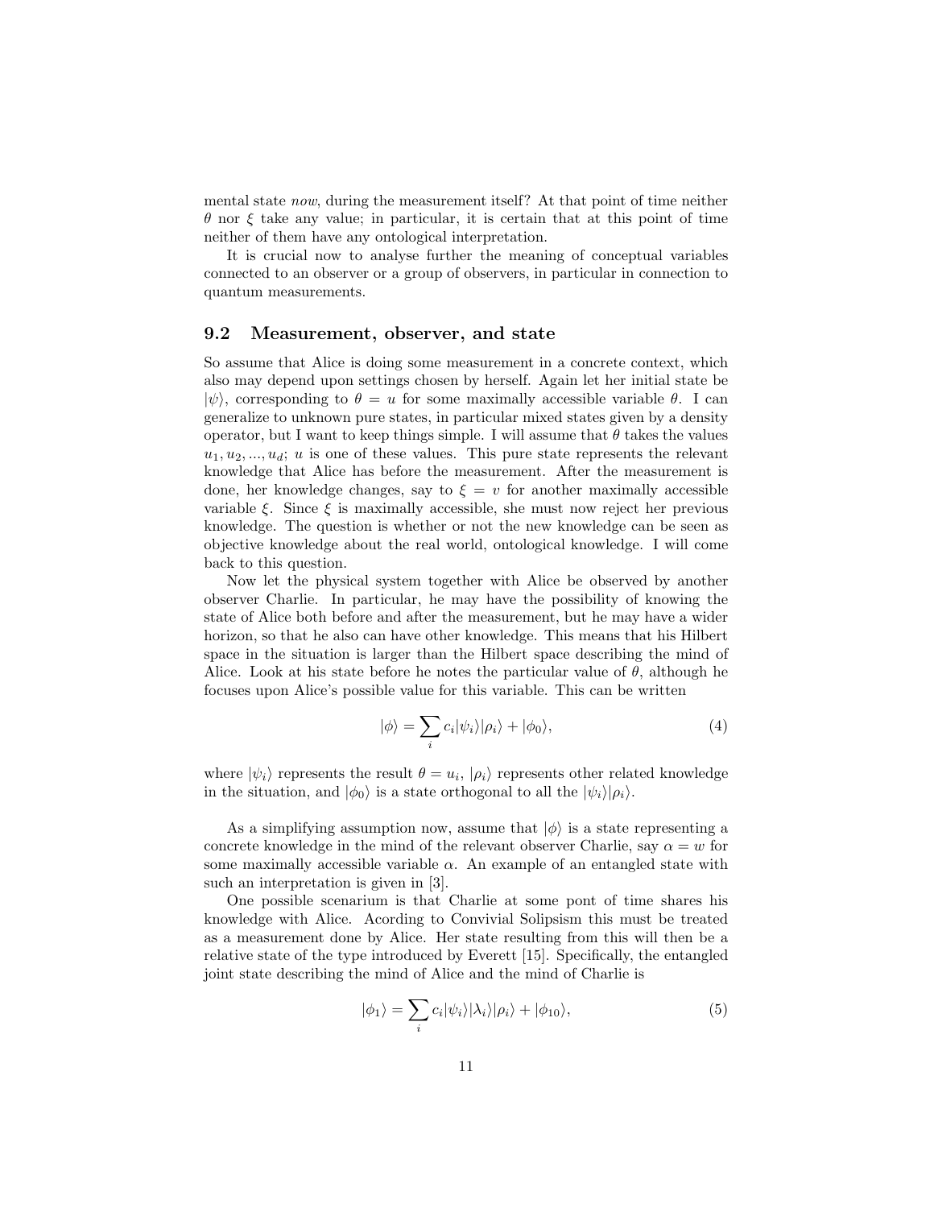mental state *now*, during the measurement itself? At that point of time neither $\theta$ nor $\xi$ take any value; in particular, it is certain that at this point of time neither of them have any ontological interpretation.

It is crucial now to analyse further the meaning of conceptual variables connected to an observer or a group of observers, in particular in connection to quantum measurements.

### 9.2 Measurement, observer, and state

So assume that Alice is doing some measurement in a concrete context, which also may depend upon settings chosen by herself. Again let her initial state be $|\psi\rangle$, corresponding to $\theta = u$ for some maximally accessible variable $\theta$. I can generalize to unknown pure states, in particular mixed states given by a density operator, but I want to keep things simple. I will assume that $\theta$ takes the values $u_1, u_2, ..., u_d$; $u$ is one of these values. This pure state represents the relevant knowledge that Alice has before the measurement. After the measurement is done, her knowledge changes, say to $\xi = v$ for another maximally accessible variable $\xi$. Since $\xi$ is maximally accessible, she must now reject her previous knowledge. The question is whether or not the new knowledge can be seen as objective knowledge about the real world, ontological knowledge. I will come back to this question.

Now let the physical system together with Alice be observed by another observer Charlie. In particular, he may have the possibility of knowing the state of Alice both before and after the measurement, but he may have a wider horizon, so that he also can have other knowledge. This means that his Hilbert space in the situation is larger than the Hilbert space describing the mind of Alice. Look at his state before he notes the particular value of $\theta$, although he focuses upon Alice's possible value for this variable. This can be written

$$|\phi\rangle = \sum_i c_i |\psi_i\rangle |\rho_i\rangle + |\phi_0\rangle, \tag{4}$$

where $|\psi_i\rangle$ represents the result $\theta = u_i$, $|\rho_i\rangle$ represents other related knowledge in the situation, and $|\phi_0\rangle$ is a state orthogonal to all the $|\psi_i\rangle|\rho_i\rangle$.

As a simplifying assumption now, assume that $|\phi\rangle$ is a state representing a concrete knowledge in the mind of the relevant observer Charlie, say $\alpha = w$ for some maximally accessible variable $\alpha$. An example of an entangled state with such an interpretation is given in [3].

One possible scenarium is that Charlie at some pont of time shares his knowledge with Alice. Acording to Convivial Solipsism this must be treated as a measurement done by Alice. Her state resulting from this will then be a relative state of the type introduced by Everett [15]. Specifically, the entangled joint state describing the mind of Alice and the mind of Charlie is

$$|\phi_1\rangle = \sum_i c_i |\psi_i\rangle |\lambda_i\rangle |\rho_i\rangle + |\phi_{10}\rangle, \tag{5}$$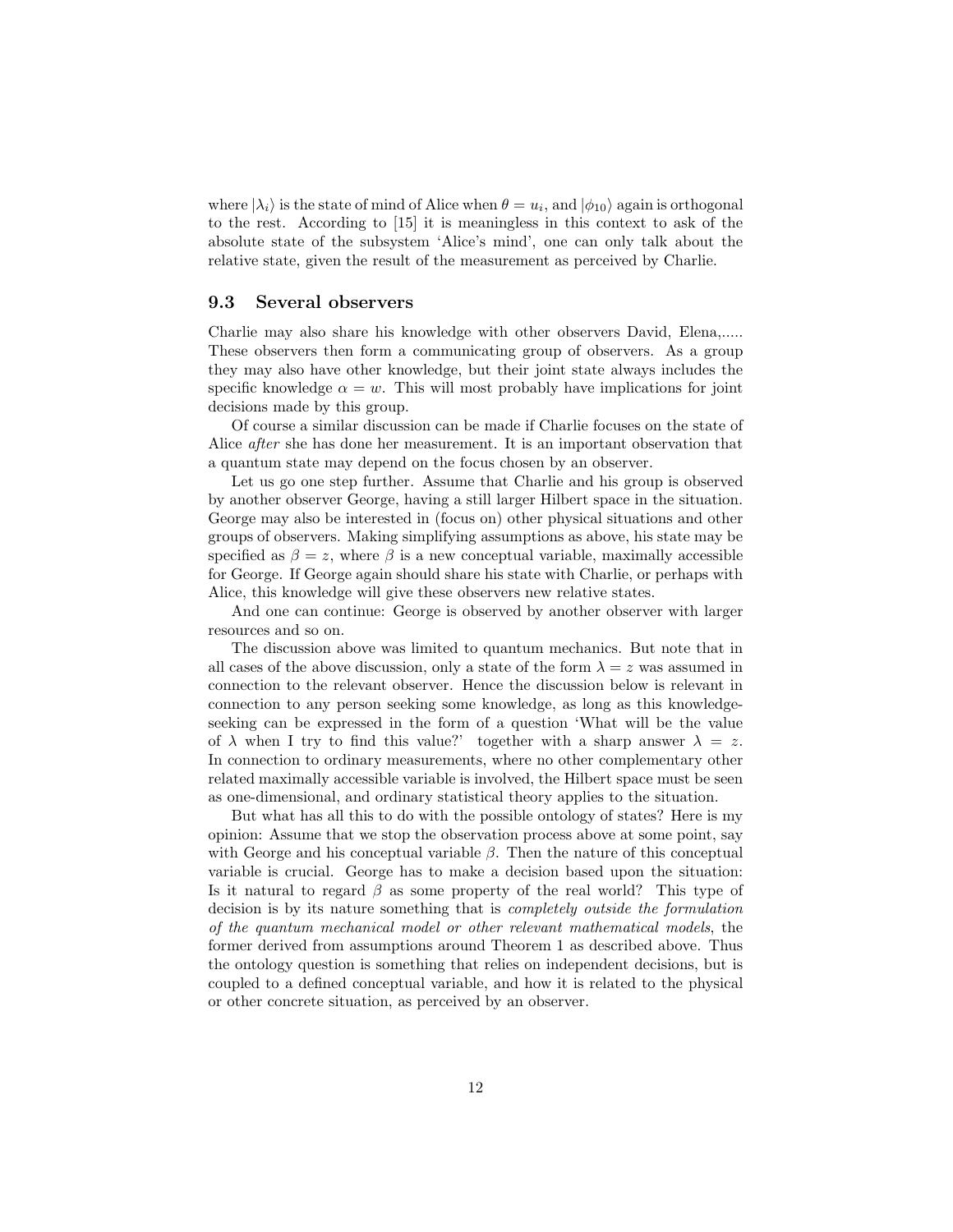where $|\lambda_i\rangle$ is the state of mind of Alice when $\theta = u_i$, and $|\phi_{10}\rangle$ again is orthogonal to the rest. According to [15] it is meaningless in this context to ask of the absolute state of the subsystem 'Alice's mind', one can only talk about the relative state, given the result of the measurement as perceived by Charlie.

### 9.3 Several observers

Charlie may also share his knowledge with other observers David, Elena,..... These observers then form a communicating group of observers. As a group they may also have other knowledge, but their joint state always includes the specific knowledge $\alpha = w$. This will most probably have implications for joint decisions made by this group.

Of course a similar discussion can be made if Charlie focuses on the state of Alice *after* she has done her measurement. It is an important observation that a quantum state may depend on the focus chosen by an observer.

Let us go one step further. Assume that Charlie and his group is observed by another observer George, having a still larger Hilbert space in the situation. George may also be interested in (focus on) other physical situations and other groups of observers. Making simplifying assumptions as above, his state may be specified as $\beta = z$, where $\beta$ is a new conceptual variable, maximally accessible for George. If George again should share his state with Charlie, or perhaps with Alice, this knowledge will give these observers new relative states.

And one can continue: George is observed by another observer with larger resources and so on.

The discussion above was limited to quantum mechanics. But note that in all cases of the above discussion, only a state of the form $\lambda = z$ was assumed in connection to the relevant observer. Hence the discussion below is relevant in connection to any person seeking some knowledge, as long as this knowledge-seeking can be expressed in the form of a question 'What will be the value of $\lambda$ when I try to find this value?' together with a sharp answer $\lambda = z$. In connection to ordinary measurements, where no other complementary other related maximally accessible variable is involved, the Hilbert space must be seen as one-dimensional, and ordinary statistical theory applies to the situation.

But what has all this to do with the possible ontology of states? Here is my opinion: Assume that we stop the observation process above at some point, say with George and his conceptual variable $\beta$. Then the nature of this conceptual variable is crucial. George has to make a decision based upon the situation: Is it natural to regard $\beta$ as some property of the real world? This type of decision is by its nature something that is *completely outside the formulation of the quantum mechanical model or other relevant mathematical models*, the former derived from assumptions around Theorem 1 as described above. Thus the ontology question is something that relies on independent decisions, but is coupled to a defined conceptual variable, and how it is related to the physical or other concrete situation, as perceived by an observer.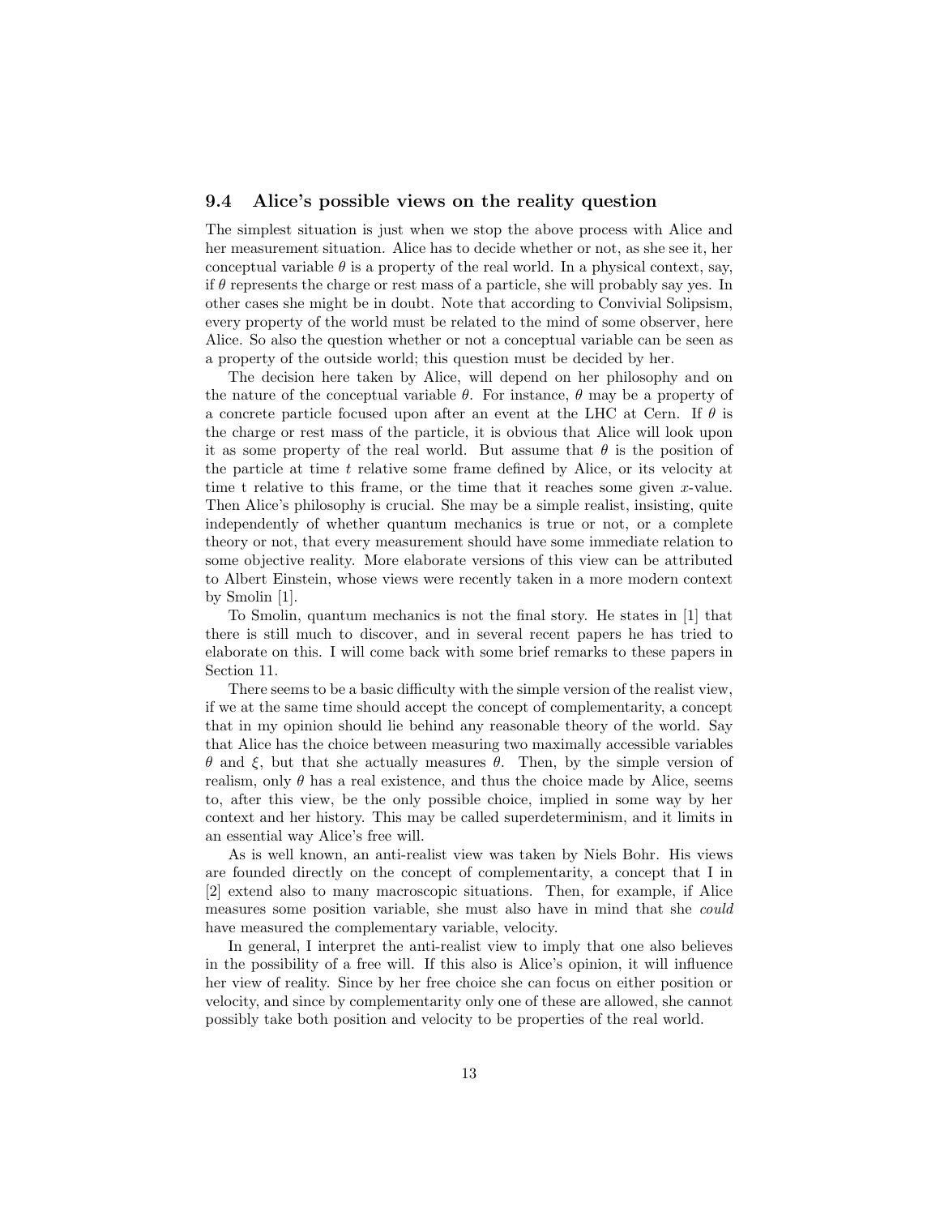### 9.4 Alice's possible views on the reality question

The simplest situation is just when we stop the above process with Alice and her measurement situation. Alice has to decide whether or not, as she see it, her conceptual variable $\theta$ is a property of the real world. In a physical context, say, if $\theta$ represents the charge or rest mass of a particle, she will probably say yes. In other cases she might be in doubt. Note that according to Convivial Solipsism, every property of the world must be related to the mind of some observer, here Alice. So also the question whether or not a conceptual variable can be seen as a property of the outside world; this question must be decided by her.

The decision here taken by Alice, will depend on her philosophy and on the nature of the conceptual variable $\theta$. For instance, $\theta$ may be a property of a concrete particle focused upon after an event at the LHC at Cern. If $\theta$ is the charge or rest mass of the particle, it is obvious that Alice will look upon it as some property of the real world. But assume that $\theta$ is the position of the particle at time $t$ relative some frame defined by Alice, or its velocity at time t relative to this frame, or the time that it reaches some given $x$-value. Then Alice's philosophy is crucial. She may be a simple realist, insisting, quite independently of whether quantum mechanics is true or not, or a complete theory or not, that every measurement should have some immediate relation to some objective reality. More elaborate versions of this view can be attributed to Albert Einstein, whose views were recently taken in a more modern context by Smolin [1].

To Smolin, quantum mechanics is not the final story. He states in [1] that there is still much to discover, and in several recent papers he has tried to elaborate on this. I will come back with some brief remarks to these papers in Section 11.

There seems to be a basic difficulty with the simple version of the realist view, if we at the same time should accept the concept of complementarity, a concept that in my opinion should lie behind any reasonable theory of the world. Say that Alice has the choice between measuring two maximally accessible variables $\theta$ and $\xi$, but that she actually measures $\theta$. Then, by the simple version of realism, only $\theta$ has a real existence, and thus the choice made by Alice, seems to, after this view, be the only possible choice, implied in some way by her context and her history. This may be called superdeterminism, and it limits in an essential way Alice's free will.

As is well known, an anti-realist view was taken by Niels Bohr. His views are founded directly on the concept of complementarity, a concept that I in [2] extend also to many macroscopic situations. Then, for example, if Alice measures some position variable, she must also have in mind that she *could* have measured the complementary variable, velocity.

In general, I interpret the anti-realist view to imply that one also believes in the possibility of a free will. If this also is Alice's opinion, it will influence her view of reality. Since by her free choice she can focus on either position or velocity, and since by complementarity only one of these are allowed, she cannot possibly take both position and velocity to be properties of the real world.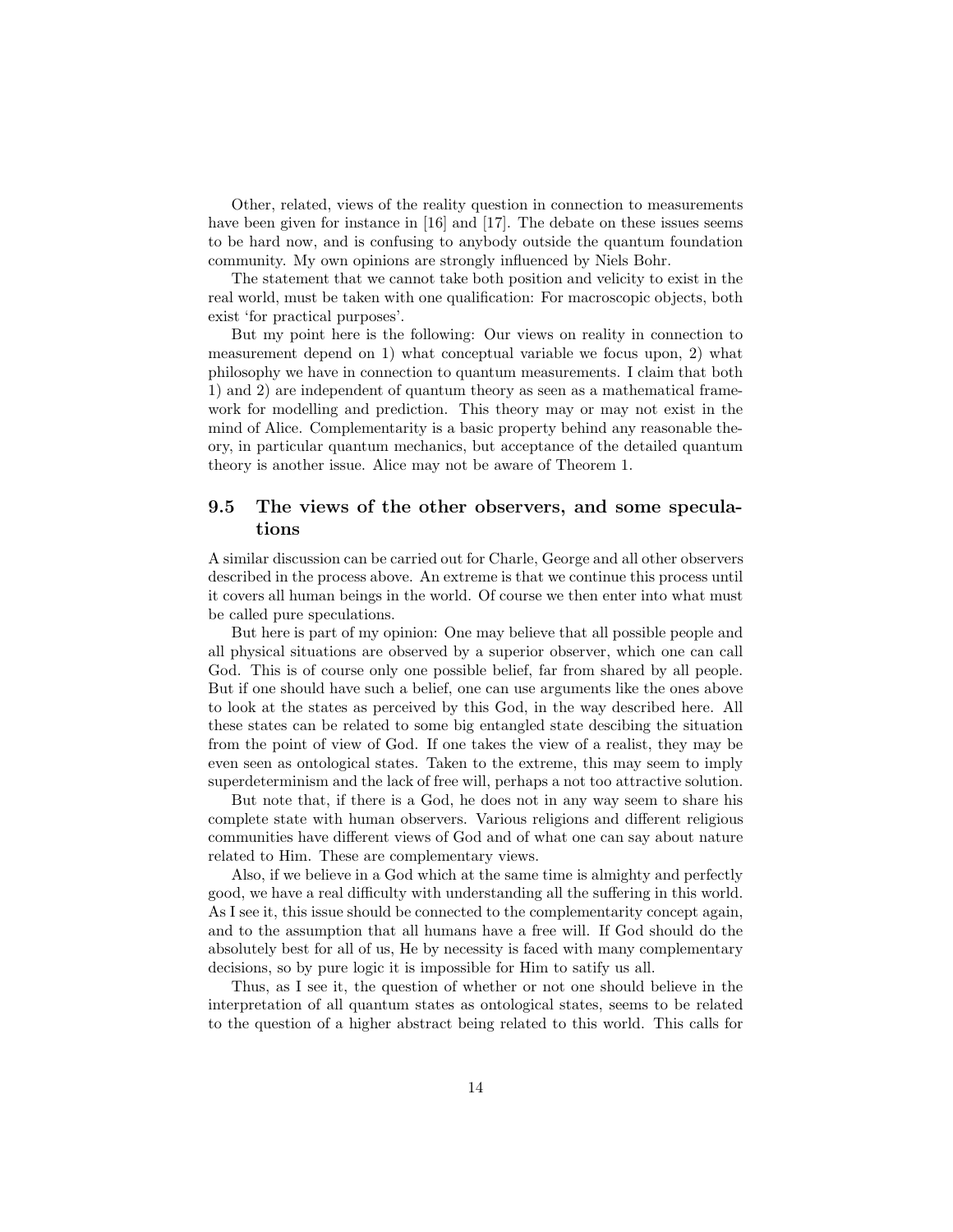Other, related, views of the reality question in connection to measurements have been given for instance in [16] and [17]. The debate on these issues seems to be hard now, and is confusing to anybody outside the quantum foundation community. My own opinions are strongly influenced by Niels Bohr.

The statement that we cannot take both position and velicity to exist in the real world, must be taken with one qualification: For macroscopic objects, both exist 'for practical purposes'.

But my point here is the following: Our views on reality in connection to measurement depend on 1) what conceptual variable we focus upon, 2) what philosophy we have in connection to quantum measurements. I claim that both 1) and 2) are independent of quantum theory as seen as a mathematical framework for modelling and prediction. This theory may or may not exist in the mind of Alice. Complementarity is a basic property behind any reasonable theory, in particular quantum mechanics, but acceptance of the detailed quantum theory is another issue. Alice may not be aware of Theorem 1.

### 9.5 The views of the other observers, and some speculations

A similar discussion can be carried out for Charle, George and all other observers described in the process above. An extreme is that we continue this process until it covers all human beings in the world. Of course we then enter into what must be called pure speculations.

But here is part of my opinion: One may believe that all possible people and all physical situations are observed by a superior observer, which one can call God. This is of course only one possible belief, far from shared by all people. But if one should have such a belief, one can use arguments like the ones above to look at the states as perceived by this God, in the way described here. All these states can be related to some big entangled state descibing the situation from the point of view of God. If one takes the view of a realist, they may be even seen as ontological states. Taken to the extreme, this may seem to imply superdeterminism and the lack of free will, perhaps a not too attractive solution.

But note that, if there is a God, he does not in any way seem to share his complete state with human observers. Various religions and different religious communities have different views of God and of what one can say about nature related to Him. These are complementary views.

Also, if we believe in a God which at the same time is almighty and perfectly good, we have a real difficulty with understanding all the suffering in this world. As I see it, this issue should be connected to the complementarity concept again, and to the assumption that all humans have a free will. If God should do the absolutely best for all of us, He by necessity is faced with many complementary decisions, so by pure logic it is impossible for Him to satify us all.

Thus, as I see it, the question of whether or not one should believe in the interpretation of all quantum states as ontological states, seems to be related to the question of a higher abstract being related to this world. This calls for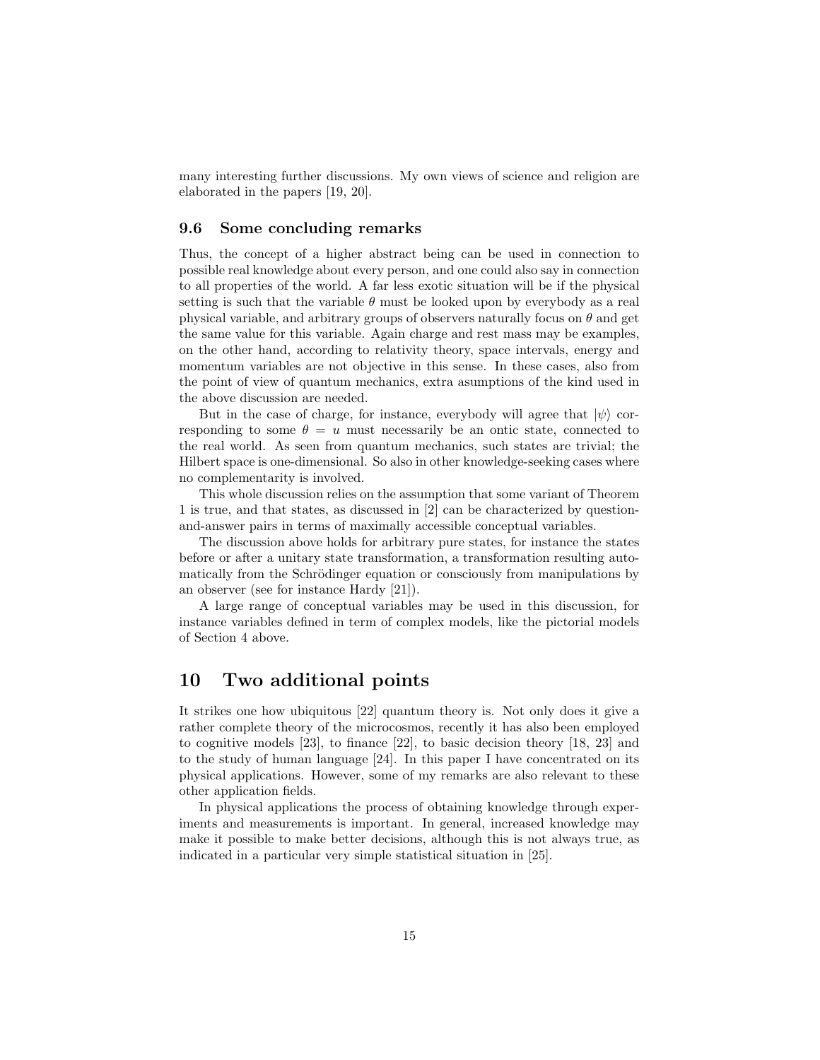many interesting further discussions. My own views of science and religion are elaborated in the papers [19, 20].

### 9.6 Some concluding remarks

Thus, the concept of a higher abstract being can be used in connection to possible real knowledge about every person, and one could also say in connection to all properties of the world. A far less exotic situation will be if the physical setting is such that the variable $\theta$ must be looked upon by everybody as a real physical variable, and arbitrary groups of observers naturally focus on $\theta$ and get the same value for this variable. Again charge and rest mass may be examples, on the other hand, according to relativity theory, space intervals, energy and momentum variables are not objective in this sense. In these cases, also from the point of view of quantum mechanics, extra asumptions of the kind used in the above discussion are needed.

But in the case of charge, for instance, everybody will agree that $|\psi\rangle$ corresponding to some $\theta = u$ must necessarily be an ontic state, connected to the real world. As seen from quantum mechanics, such states are trivial; the Hilbert space is one-dimensional. So also in other knowledge-seeking cases where no complementarity is involved.

This whole discussion relies on the assumption that some variant of Theorem 1 is true, and that states, as discussed in [2] can be characterized by question-and-answer pairs in terms of maximally accessible conceptual variables.

The discussion above holds for arbitrary pure states, for instance the states before or after a unitary state transformation, a transformation resulting automatically from the Schrödinger equation or consciously from manipulations by an observer (see for instance Hardy [21]).

A large range of conceptual variables may be used in this discussion, for instance variables defined in term of complex models, like the pictorial models of Section 4 above.

## 10 Two additional points

It strikes one how ubiquitous [22] quantum theory is. Not only does it give a rather complete theory of the microcosmos, recently it has also been employed to cognitive models [23], to finance [22], to basic decision theory [18, 23] and to the study of human language [24]. In this paper I have concentrated on its physical applications. However, some of my remarks are also relevant to these other application fields.

In physical applications the process of obtaining knowledge through experiments and measurements is important. In general, increased knowledge may make it possible to make better decisions, although this is not always true, as indicated in a particular very simple statistical situation in [25].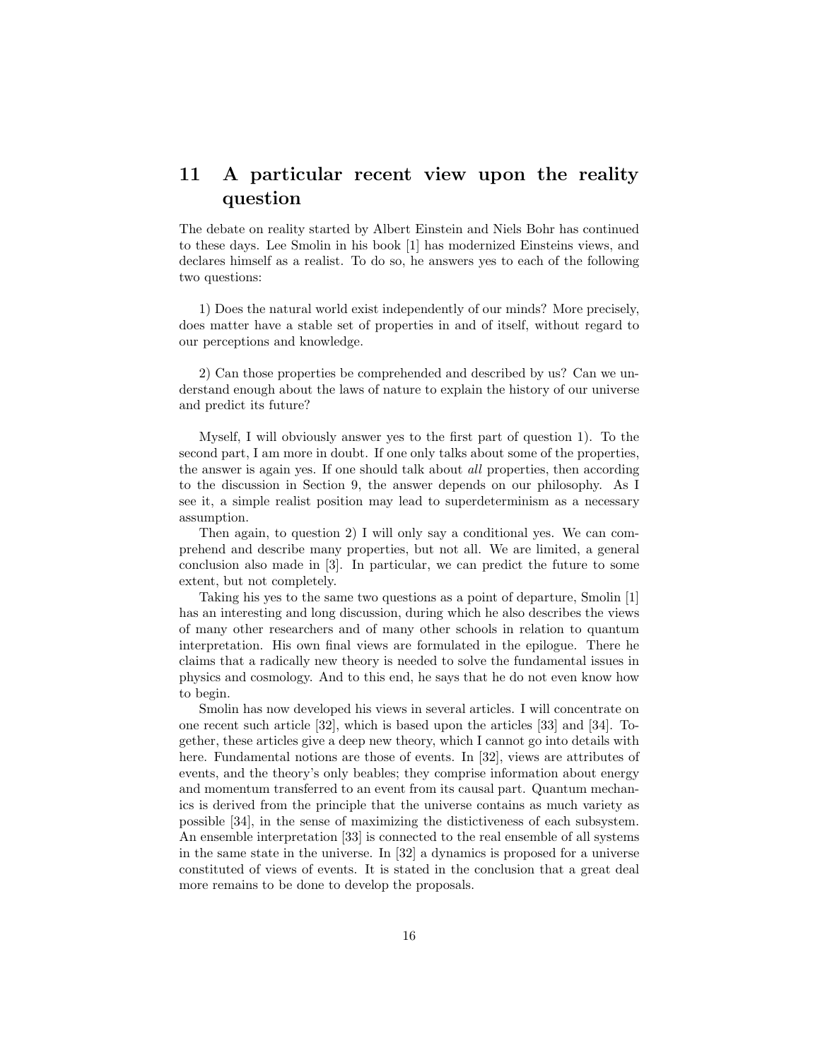## 11 A particular recent view upon the reality question

The debate on reality started by Albert Einstein and Niels Bohr has continued to these days. Lee Smolin in his book [1] has modernized Einsteins views, and declares himself as a realist. To do so, he answers yes to each of the following two questions:

1) Does the natural world exist independently of our minds? More precisely, does matter have a stable set of properties in and of itself, without regard to our perceptions and knowledge.

2) Can those properties be comprehended and described by us? Can we understand enough about the laws of nature to explain the history of our universe and predict its future?

Myself, I will obviously answer yes to the first part of question 1). To the second part, I am more in doubt. If one only talks about some of the properties, the answer is again yes. If one should talk about *all* properties, then according to the discussion in Section 9, the answer depends on our philosophy. As I see it, a simple realist position may lead to superdeterminism as a necessary assumption.

Then again, to question 2) I will only say a conditional yes. We can comprehend and describe many properties, but not all. We are limited, a general conclusion also made in [3]. In particular, we can predict the future to some extent, but not completely.

Taking his yes to the same two questions as a point of departure, Smolin [1] has an interesting and long discussion, during which he also describes the views of many other researchers and of many other schools in relation to quantum interpretation. His own final views are formulated in the epilogue. There he claims that a radically new theory is needed to solve the fundamental issues in physics and cosmology. And to this end, he says that he do not even know how to begin.

Smolin has now developed his views in several articles. I will concentrate on one recent such article [32], which is based upon the articles [33] and [34]. Together, these articles give a deep new theory, which I cannot go into details with here. Fundamental notions are those of events. In [32], views are attributes of events, and the theory's only beables; they comprise information about energy and momentum transferred to an event from its causal part. Quantum mechanics is derived from the principle that the universe contains as much variety as possible [34], in the sense of maximizing the distictiveness of each subsystem. An ensemble interpretation [33] is connected to the real ensemble of all systems in the same state in the universe. In [32] a dynamics is proposed for a universe constituted of views of events. It is stated in the conclusion that a great deal more remains to be done to develop the proposals.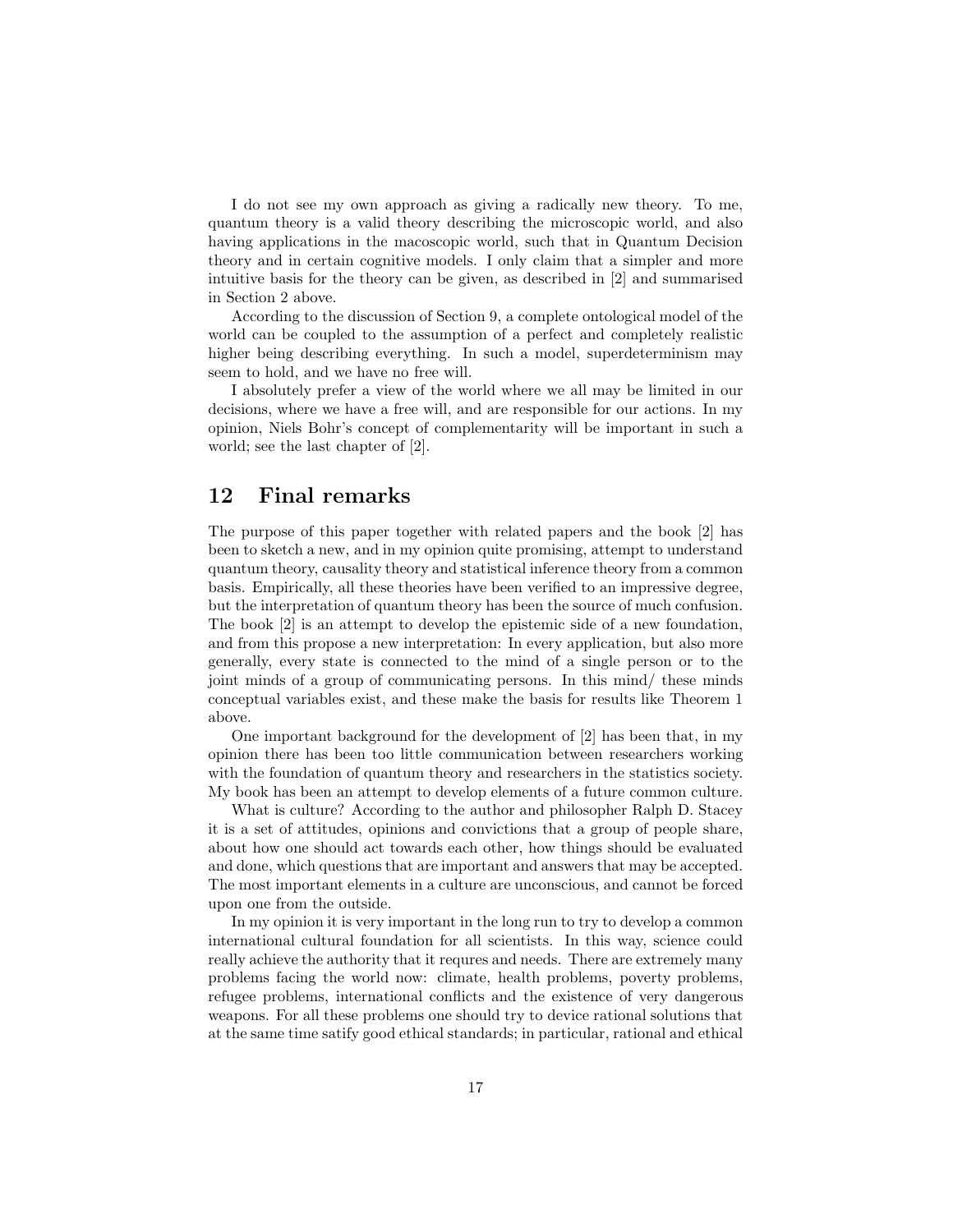I do not see my own approach as giving a radically new theory. To me, quantum theory is a valid theory describing the microscopic world, and also having applications in the macoscopic world, such that in Quantum Decision theory and in certain cognitive models. I only claim that a simpler and more intuitive basis for the theory can be given, as described in [2] and summarised in Section 2 above.

According to the discussion of Section 9, a complete ontological model of the world can be coupled to the assumption of a perfect and completely realistic higher being describing everything. In such a model, superdeterminism may seem to hold, and we have no free will.

I absolutely prefer a view of the world where we all may be limited in our decisions, where we have a free will, and are responsible for our actions. In my opinion, Niels Bohr's concept of complementarity will be important in such a world; see the last chapter of [2].

## 12 Final remarks

The purpose of this paper together with related papers and the book [2] has been to sketch a new, and in my opinion quite promising, attempt to understand quantum theory, causality theory and statistical inference theory from a common basis. Empirically, all these theories have been verified to an impressive degree, but the interpretation of quantum theory has been the source of much confusion. The book [2] is an attempt to develop the epistemic side of a new foundation, and from this propose a new interpretation: In every application, but also more generally, every state is connected to the mind of a single person or to the joint minds of a group of communicating persons. In this mind/ these minds conceptual variables exist, and these make the basis for results like Theorem 1 above.

One important background for the development of [2] has been that, in my opinion there has been too little communication between researchers working with the foundation of quantum theory and researchers in the statistics society. My book has been an attempt to develop elements of a future common culture.

What is culture? According to the author and philosopher Ralph D. Stacey it is a set of attitudes, opinions and convictions that a group of people share, about how one should act towards each other, how things should be evaluated and done, which questions that are important and answers that may be accepted. The most important elements in a culture are unconscious, and cannot be forced upon one from the outside.

In my opinion it is very important in the long run to try to develop a common international cultural foundation for all scientists. In this way, science could really achieve the authority that it requres and needs. There are extremely many problems facing the world now: climate, health problems, poverty problems, refugee problems, international conflicts and the existence of very dangerous weapons. For all these problems one should try to device rational solutions that at the same time satify good ethical standards; in particular, rational and ethical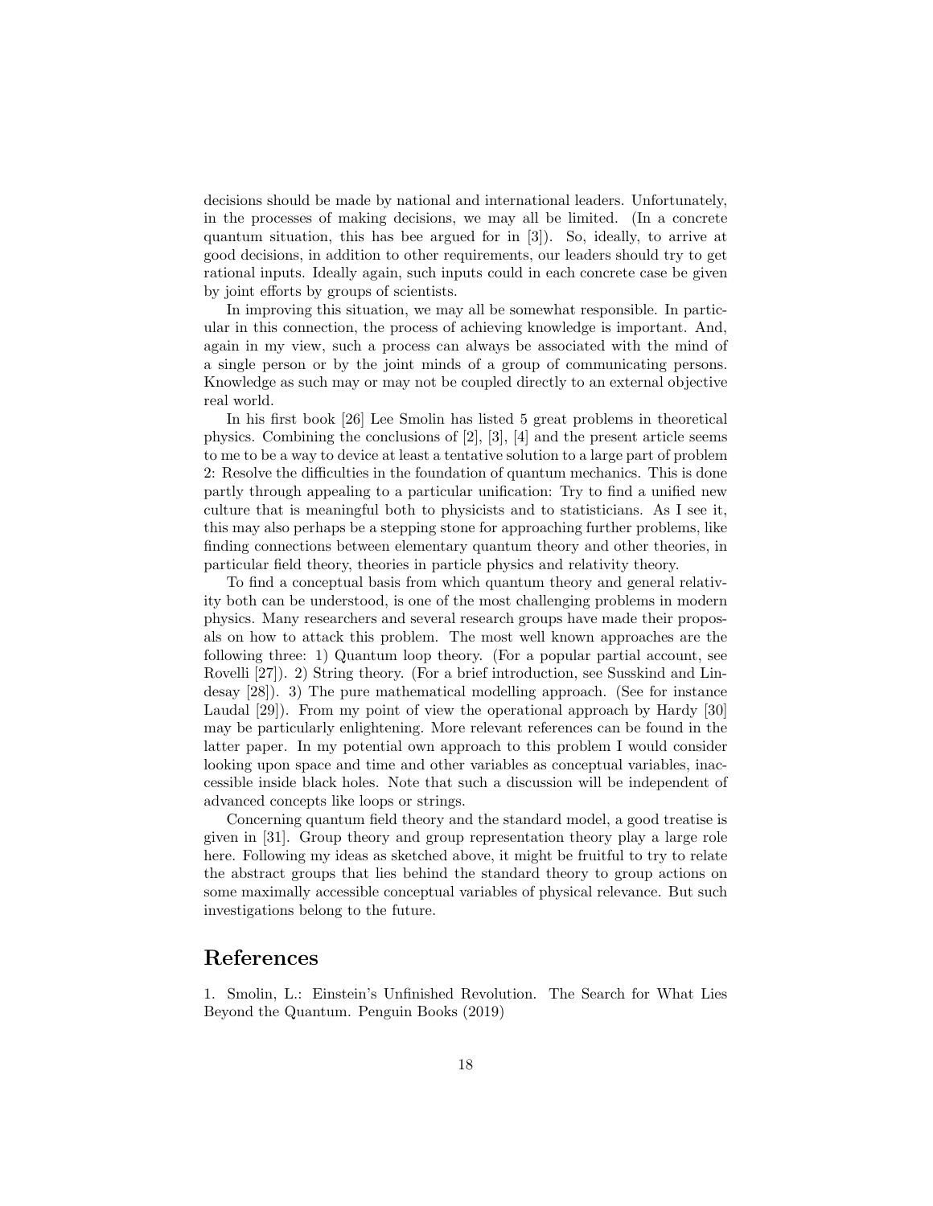decisions should be made by national and international leaders. Unfortunately, in the processes of making decisions, we may all be limited. (In a concrete quantum situation, this has bee argued for in [3]). So, ideally, to arrive at good decisions, in addition to other requirements, our leaders should try to get rational inputs. Ideally again, such inputs could in each concrete case be given by joint efforts by groups of scientists.

In improving this situation, we may all be somewhat responsible. In particular in this connection, the process of achieving knowledge is important. And, again in my view, such a process can always be associated with the mind of a single person or by the joint minds of a group of communicating persons. Knowledge as such may or may not be coupled directly to an external objective real world.

In his first book [26] Lee Smolin has listed 5 great problems in theoretical physics. Combining the conclusions of [2], [3], [4] and the present article seems to me to be a way to device at least a tentative solution to a large part of problem 2: Resolve the difficulties in the foundation of quantum mechanics. This is done partly through appealing to a particular unification: Try to find a unified new culture that is meaningful both to physicists and to statisticians. As I see it, this may also perhaps be a stepping stone for approaching further problems, like finding connections between elementary quantum theory and other theories, in particular field theory, theories in particle physics and relativity theory.

To find a conceptual basis from which quantum theory and general relativity both can be understood, is one of the most challenging problems in modern physics. Many researchers and several research groups have made their proposals on how to attack this problem. The most well known approaches are the following three: 1) Quantum loop theory. (For a popular partial account, see Rovelli [27]). 2) String theory. (For a brief introduction, see Susskind and Lindesay [28]). 3) The pure mathematical modelling approach. (See for instance Laudal [29]). From my point of view the operational approach by Hardy [30] may be particularly enlightening. More relevant references can be found in the latter paper. In my potential own approach to this problem I would consider looking upon space and time and other variables as conceptual variables, inaccessible inside black holes. Note that such a discussion will be independent of advanced concepts like loops or strings.

Concerning quantum field theory and the standard model, a good treatise is given in [31]. Group theory and group representation theory play a large role here. Following my ideas as sketched above, it might be fruitful to try to relate the abstract groups that lies behind the standard theory to group actions on some maximally accessible conceptual variables of physical relevance. But such investigations belong to the future.

## References

1. Smolin, L.: Einstein's Unfinished Revolution. The Search for What Lies Beyond the Quantum. Penguin Books (2019)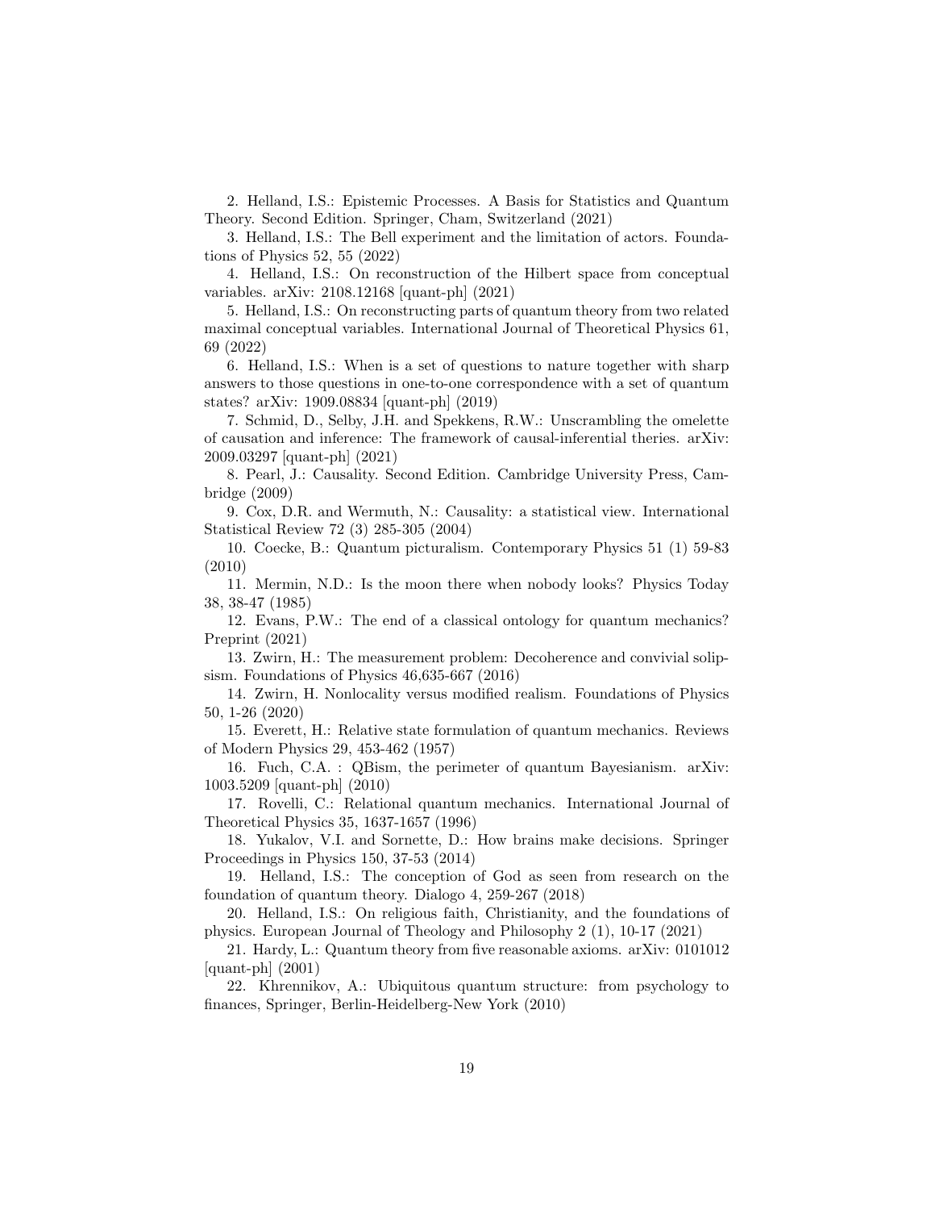2. Helland, I.S.: Epistemic Processes. A Basis for Statistics and Quantum Theory. Second Edition. Springer, Cham, Switzerland (2021)

3. Helland, I.S.: The Bell experiment and the limitation of actors. Foundations of Physics 52, 55 (2022)

4. Helland, I.S.: On reconstruction of the Hilbert space from conceptual variables. arXiv: 2108.12168 [quant-ph] (2021)

5. Helland, I.S.: On reconstructing parts of quantum theory from two related maximal conceptual variables. International Journal of Theoretical Physics 61, 69 (2022)

6. Helland, I.S.: When is a set of questions to nature together with sharp answers to those questions in one-to-one correspondence with a set of quantum states? arXiv: 1909.08834 [quant-ph] (2019)

7. Schmid, D., Selby, J.H. and Spekkens, R.W.: Unscrambling the omelette of causation and inference: The framework of causal-inferential theries. arXiv: 2009.03297 [quant-ph] (2021)

8. Pearl, J.: Causality. Second Edition. Cambridge University Press, Cambridge (2009)

9. Cox, D.R. and Wermuth, N.: Causality: a statistical view. International Statistical Review 72 (3) 285-305 (2004)

10. Coecke, B.: Quantum picturalism. Contemporary Physics 51 (1) 59-83 (2010)

11. Mermin, N.D.: Is the moon there when nobody looks? Physics Today 38, 38-47 (1985)

12. Evans, P.W.: The end of a classical ontology for quantum mechanics? Preprint (2021)

13. Zwirn, H.: The measurement problem: Decoherence and convivial solipsism. Foundations of Physics 46,635-667 (2016)

14. Zwirn, H. Nonlocality versus modified realism. Foundations of Physics 50, 1-26 (2020)

15. Everett, H.: Relative state formulation of quantum mechanics. Reviews of Modern Physics 29, 453-462 (1957)

16. Fuch, C.A. : QBism, the perimeter of quantum Bayesianism. arXiv: 1003.5209 [quant-ph] (2010)

17. Rovelli, C.: Relational quantum mechanics. International Journal of Theoretical Physics 35, 1637-1657 (1996)

18. Yukalov, V.I. and Sornette, D.: How brains make decisions. Springer Proceedings in Physics 150, 37-53 (2014)

19. Helland, I.S.: The conception of God as seen from research on the foundation of quantum theory. Dialogo 4, 259-267 (2018)

20. Helland, I.S.: On religious faith, Christianity, and the foundations of physics. European Journal of Theology and Philosophy 2 (1), 10-17 (2021)

21. Hardy, L.: Quantum theory from five reasonable axioms. arXiv: 0101012 [quant-ph] (2001)

22. Khrennikov, A.: Ubiquitous quantum structure: from psychology to finances, Springer, Berlin-Heidelberg-New York (2010)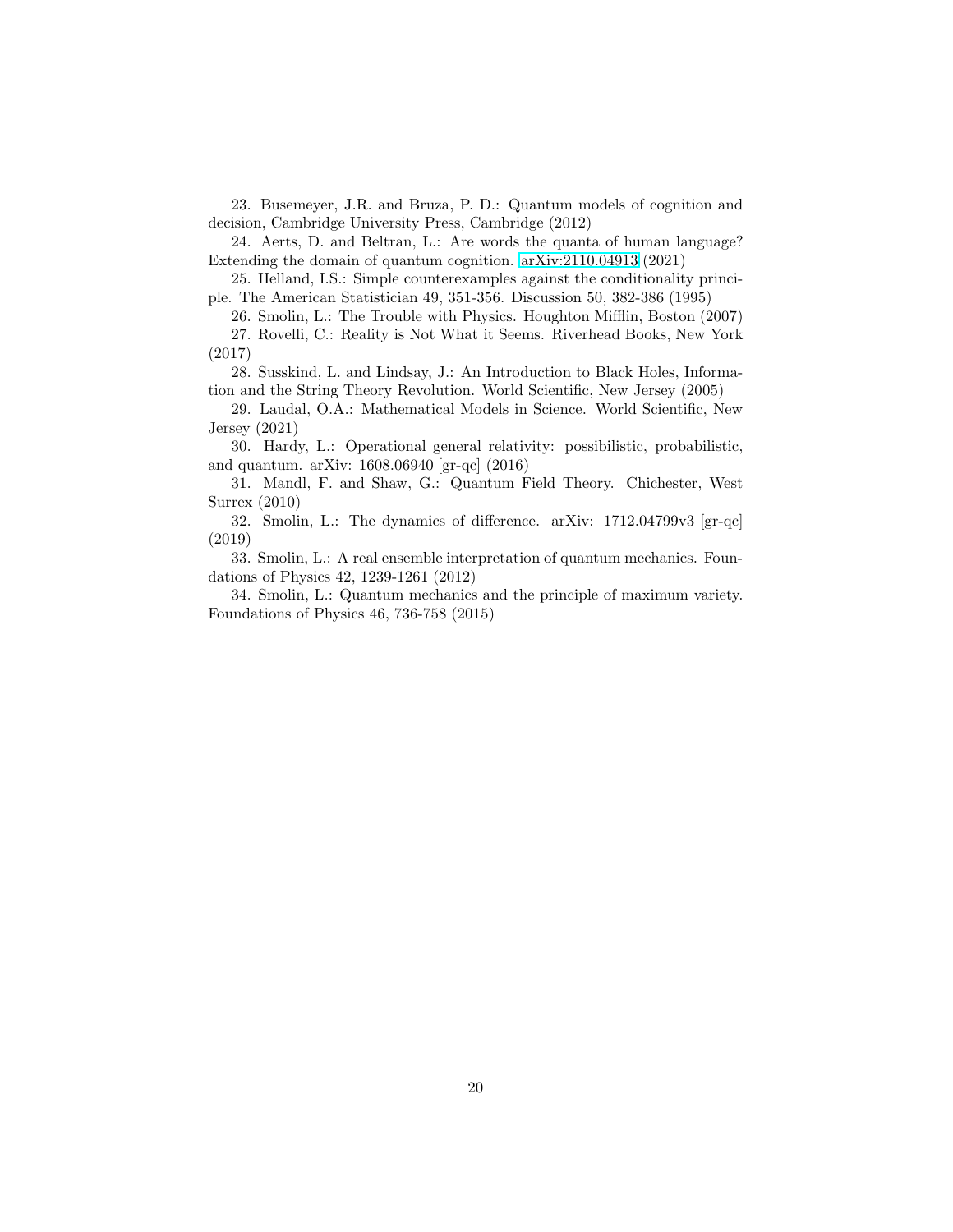23. Busemeyer, J.R. and Bruza, P. D.: Quantum models of cognition and decision, Cambridge University Press, Cambridge (2012)

24. Aerts, D. and Beltran, L.: Are words the quanta of human language? Extending the domain of quantum cognition. arXiv:2110.04913 (2021)

25. Helland, I.S.: Simple counterexamples against the conditionality principle. The American Statistician 49, 351-356. Discussion 50, 382-386 (1995)

26. Smolin, L.: The Trouble with Physics. Houghton Mifflin, Boston (2007)

27. Rovelli, C.: Reality is Not What it Seems. Riverhead Books, New York (2017)

28. Susskind, L. and Lindsay, J.: An Introduction to Black Holes, Information and the String Theory Revolution. World Scientific, New Jersey (2005)

29. Laudal, O.A.: Mathematical Models in Science. World Scientific, New Jersey (2021)

30. Hardy, L.: Operational general relativity: possibilistic, probabilistic, and quantum. arXiv: 1608.06940 [gr-qc] (2016)

31. Mandl, F. and Shaw, G.: Quantum Field Theory. Chichester, West Surrex (2010)

32. Smolin, L.: The dynamics of difference. arXiv: 1712.04799v3 [gr-qc] (2019)

33. Smolin, L.: A real ensemble interpretation of quantum mechanics. Foundations of Physics 42, 1239-1261 (2012)

34. Smolin, L.: Quantum mechanics and the principle of maximum variety. Foundations of Physics 46, 736-758 (2015)